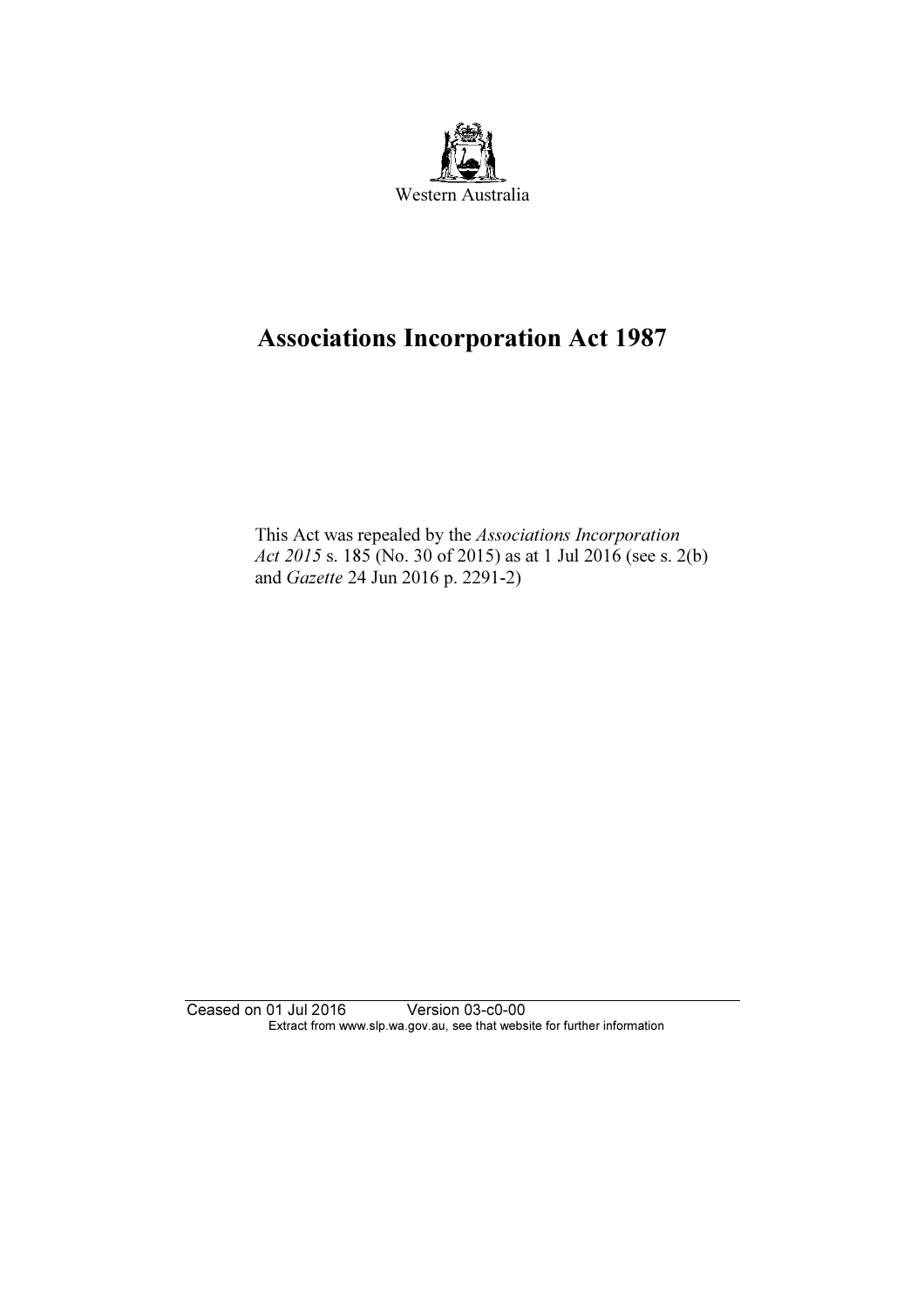Western Australia

# Associations Incorporation Act 1987

This Act was repealed by the *Associations Incorporation Act 2015* s. 185 (No. 30 of 2015) as at 1 Jul 2016 (see s. 2(b) and *Gazette* 24 Jun 2016 p. 2291-2)

Ceased on 01 Jul 2016 Version 03-c0-00
Extract from www.slp.wa.gov.au, see that website for further information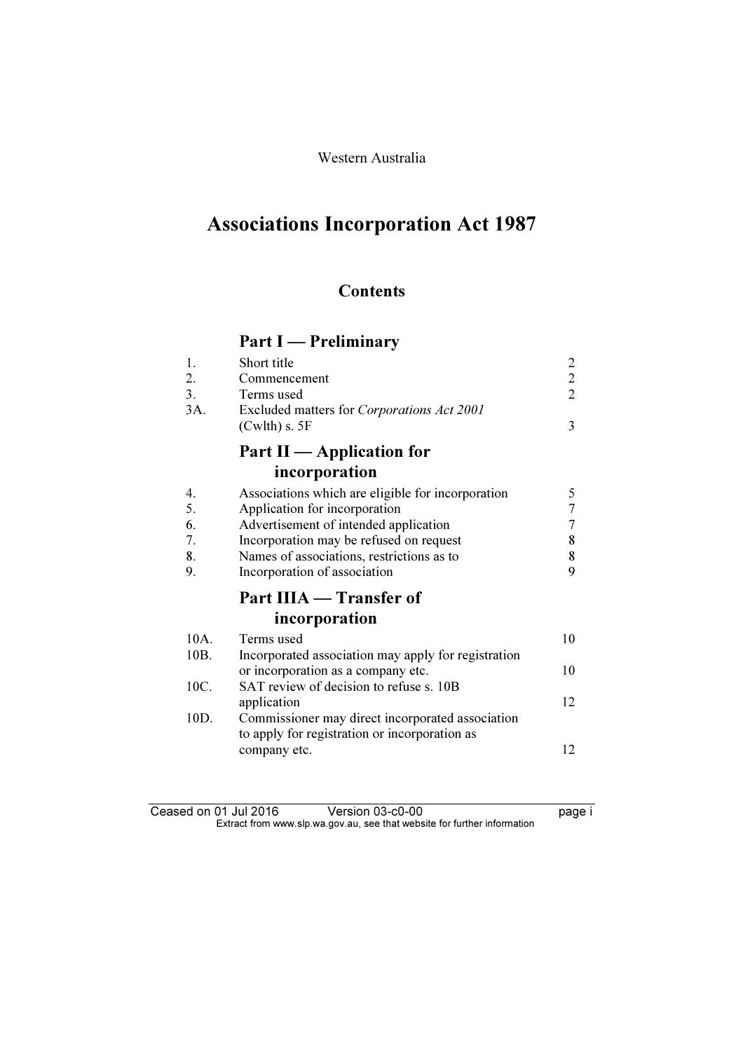Western Australia

# Associations Incorporation Act 1987

## Contents

### Part I — Preliminary

| | | |
|---|---|---|
| 1. | Short title | 2 |
| 2. | Commencement | 2 |
| 3. | Terms used | 2 |
| 3A. | Excluded matters for *Corporations Act 2001* (Cwlth) s. 5F | 3 |

### Part II — Application for incorporation

| | | |
|---|---|---|
| 4. | Associations which are eligible for incorporation | 5 |
| 5. | Application for incorporation | 7 |
| 6. | Advertisement of intended application | 7 |
| 7. | Incorporation may be refused on request | 8 |
| 8. | Names of associations, restrictions as to | 8 |
| 9. | Incorporation of association | 9 |

### Part IIIA — Transfer of incorporation

| | | |
|---|---|---|
| 10A. | Terms used | 10 |
| 10B. | Incorporated association may apply for registration or incorporation as a company etc. | 10 |
| 10C. | SAT review of decision to refuse s. 10B application | 12 |
| 10D. | Commissioner may direct incorporated association to apply for registration or incorporation as company etc. | 12 |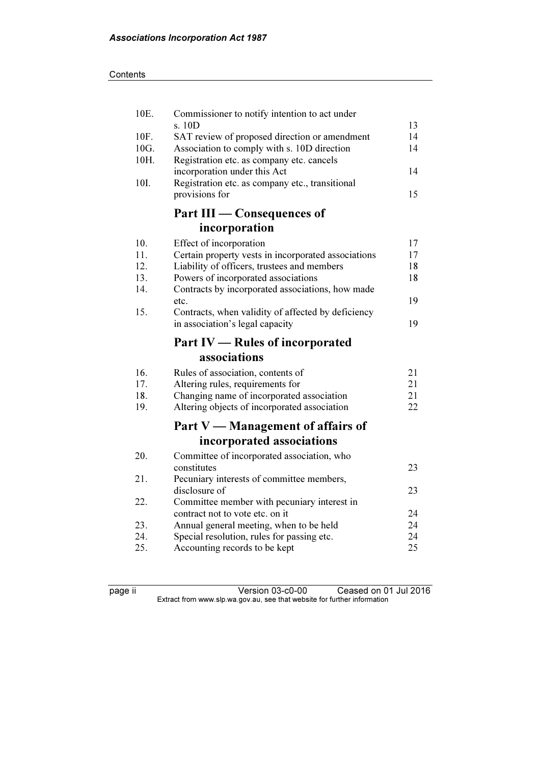| | | |
|---|---|---|
| 10E. | Commissioner to notify intention to act under s. 10D | 13 |
| 10F. | SAT review of proposed direction or amendment | 14 |
| 10G. | Association to comply with s. 10D direction | 14 |
| 10H. | Registration etc. as company etc. cancels incorporation under this Act | 14 |
| 10I. | Registration etc. as company etc., transitional provisions for | 15 |

## Part III — Consequences of incorporation

| | | |
|---|---|---|
| 10. | Effect of incorporation | 17 |
| 11. | Certain property vests in incorporated associations | 17 |
| 12. | Liability of officers, trustees and members | 18 |
| 13. | Powers of incorporated associations | 18 |
| 14. | Contracts by incorporated associations, how made etc. | 19 |
| 15. | Contracts, when validity of affected by deficiency in association's legal capacity | 19 |

## Part IV — Rules of incorporated associations

| | | |
|---|---|---|
| 16. | Rules of association, contents of | 21 |
| 17. | Altering rules, requirements for | 21 |
| 18. | Changing name of incorporated association | 21 |
| 19. | Altering objects of incorporated association | 22 |

## Part V — Management of affairs of incorporated associations

| | | |
|---|---|---|
| 20. | Committee of incorporated association, who constitutes | 23 |
| 21. | Pecuniary interests of committee members, disclosure of | 23 |
| 22. | Committee member with pecuniary interest in contract not to vote etc. on it | 24 |
| 23. | Annual general meeting, when to be held | 24 |
| 24. | Special resolution, rules for passing etc. | 24 |
| 25. | Accounting records to be kept | 25 |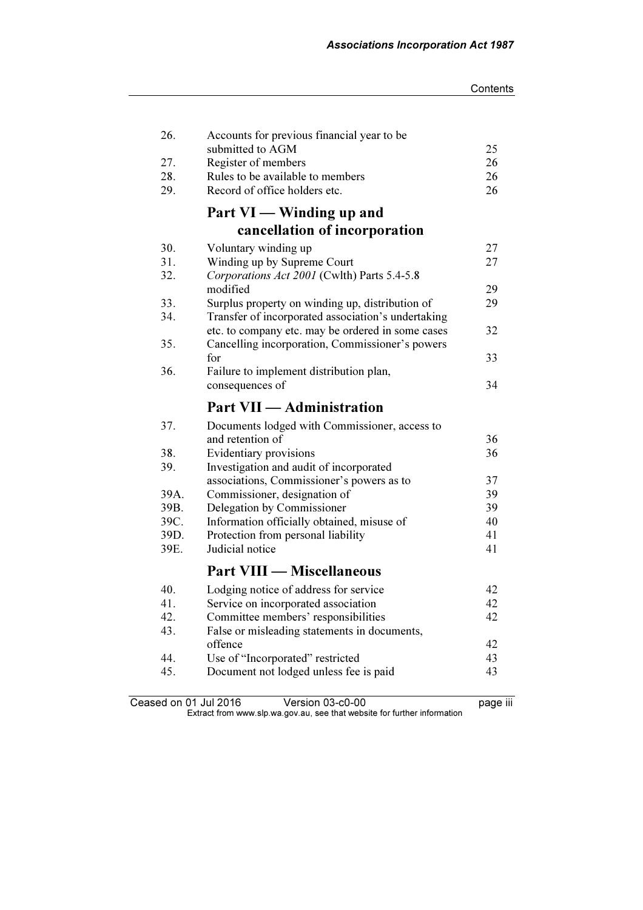| | | |
|---|---|---|
| 26. | Accounts for previous financial year to be submitted to AGM | 25 |
| 27. | Register of members | 26 |
| 28. | Rules to be available to members | 26 |
| 29. | Record of office holders etc. | 26 |

## Part VI — Winding up and cancellation of incorporation

| | | |
|---|---|---|
| 30. | Voluntary winding up | 27 |
| 31. | Winding up by Supreme Court | 27 |
| 32. | *Corporations Act 2001* (Cwlth) Parts 5.4-5.8 modified | 29 |
| 33. | Surplus property on winding up, distribution of | 29 |
| 34. | Transfer of incorporated association's undertaking etc. to company etc. may be ordered in some cases | 32 |
| 35. | Cancelling incorporation, Commissioner's powers for | 33 |
| 36. | Failure to implement distribution plan, consequences of | 34 |

## Part VII — Administration

| | | |
|---|---|---|
| 37. | Documents lodged with Commissioner, access to and retention of | 36 |
| 38. | Evidentiary provisions | 36 |
| 39. | Investigation and audit of incorporated associations, Commissioner's powers as to | 37 |
| 39A. | Commissioner, designation of | 39 |
| 39B. | Delegation by Commissioner | 39 |
| 39C. | Information officially obtained, misuse of | 40 |
| 39D. | Protection from personal liability | 41 |
| 39E. | Judicial notice | 41 |

## Part VIII — Miscellaneous

| | | |
|---|---|---|
| 40. | Lodging notice of address for service | 42 |
| 41. | Service on incorporated association | 42 |
| 42. | Committee members' responsibilities | 42 |
| 43. | False or misleading statements in documents, offence | 42 |
| 44. | Use of "Incorporated" restricted | 43 |
| 45. | Document not lodged unless fee is paid | 43 |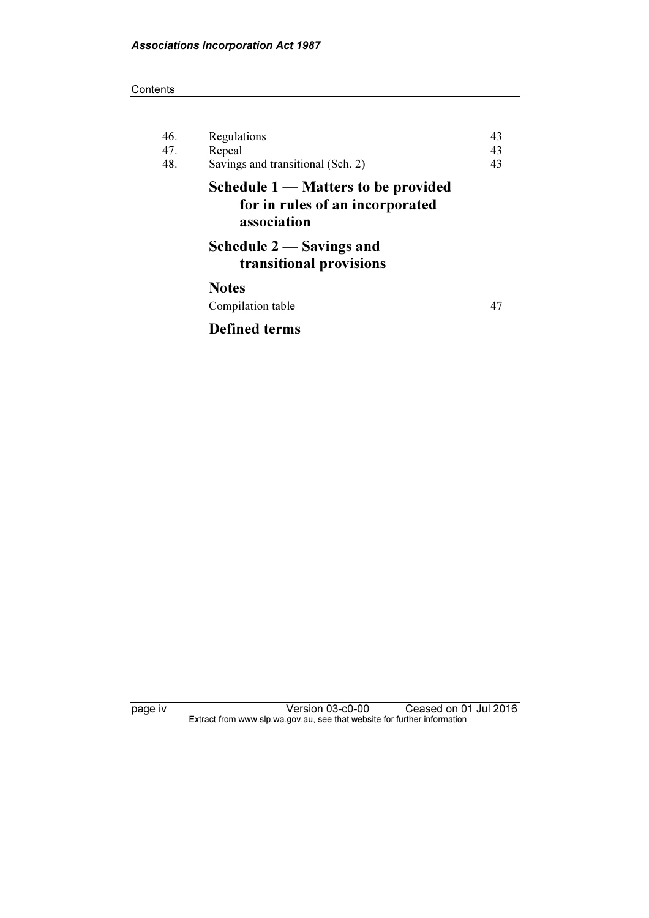| | | |
|---|---|---|
| 46. | Regulations | 43 |
| 47. | Repeal | 43 |
| 48. | Savings and transitional (Sch. 2) | 43 |

## Schedule 1 — Matters to be provided for in rules of an incorporated association

## Schedule 2 — Savings and transitional provisions

## Notes

Compilation table 47

## Defined terms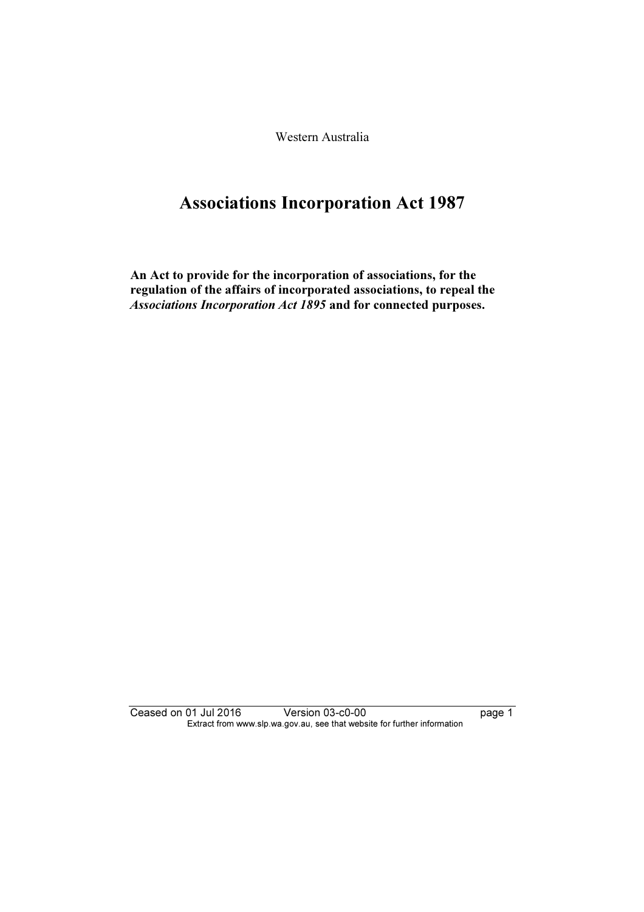Western Australia

# Associations Incorporation Act 1987

**An Act to provide for the incorporation of associations, for the regulation of the affairs of incorporated associations, to repeal the *Associations Incorporation Act 1895* and for connected purposes.**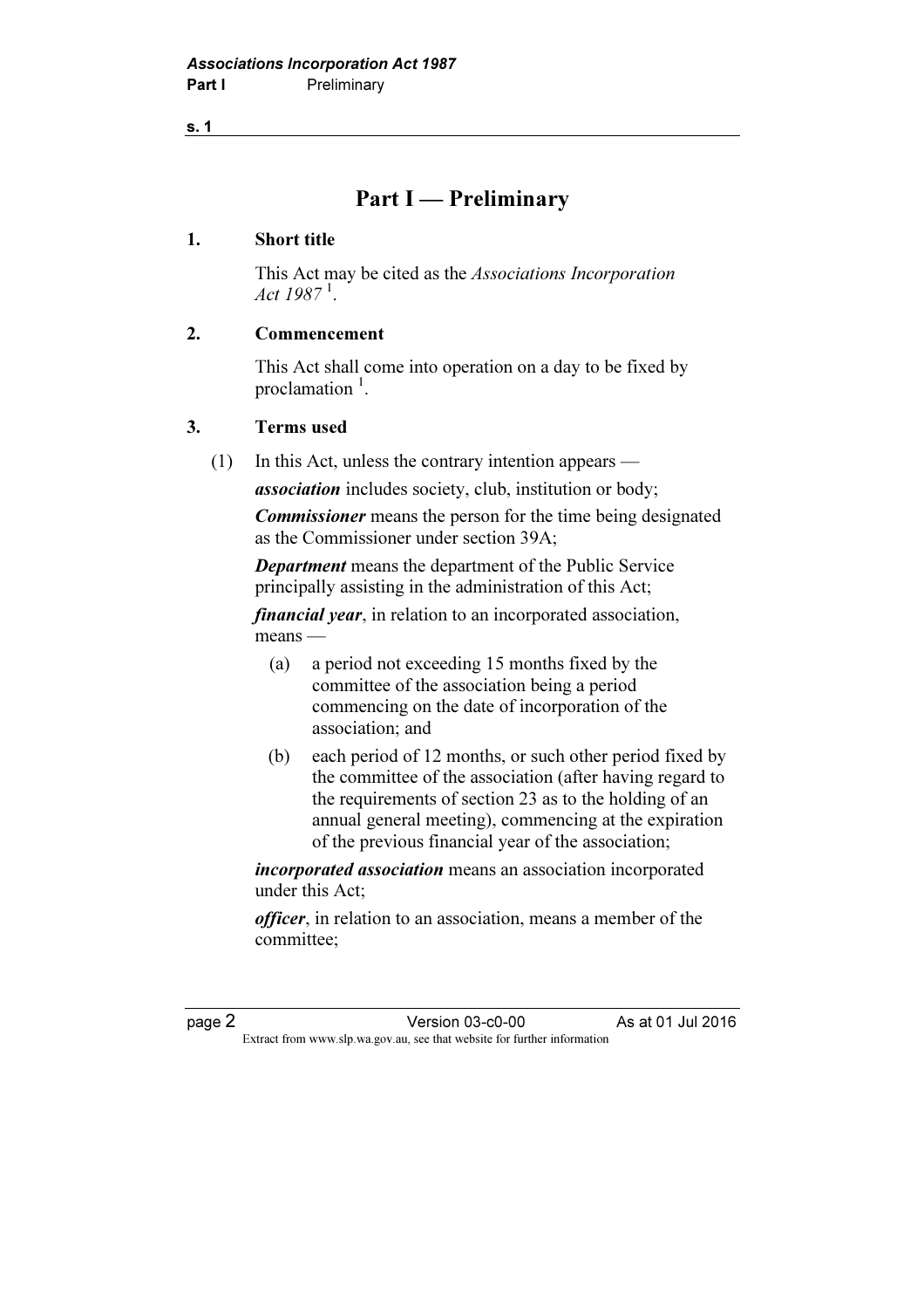# Part I — Preliminary

## 1. Short title

This Act may be cited as the *Associations Incorporation Act 1987* [1].

## 2. Commencement

This Act shall come into operation on a day to be fixed by proclamation [1].

## 3. Terms used

(1) In this Act, unless the contrary intention appears —

***association*** includes society, club, institution or body;

***Commissioner*** means the person for the time being designated as the Commissioner under section 39A;

***Department*** means the department of the Public Service principally assisting in the administration of this Act;

***financial year***, in relation to an incorporated association, means —

- (a) a period not exceeding 15 months fixed by the committee of the association being a period commencing on the date of incorporation of the association; and
- (b) each period of 12 months, or such other period fixed by the committee of the association (after having regard to the requirements of section 23 as to the holding of an annual general meeting), commencing at the expiration of the previous financial year of the association;

***incorporated association*** means an association incorporated under this Act;

***officer***, in relation to an association, means a member of the committee;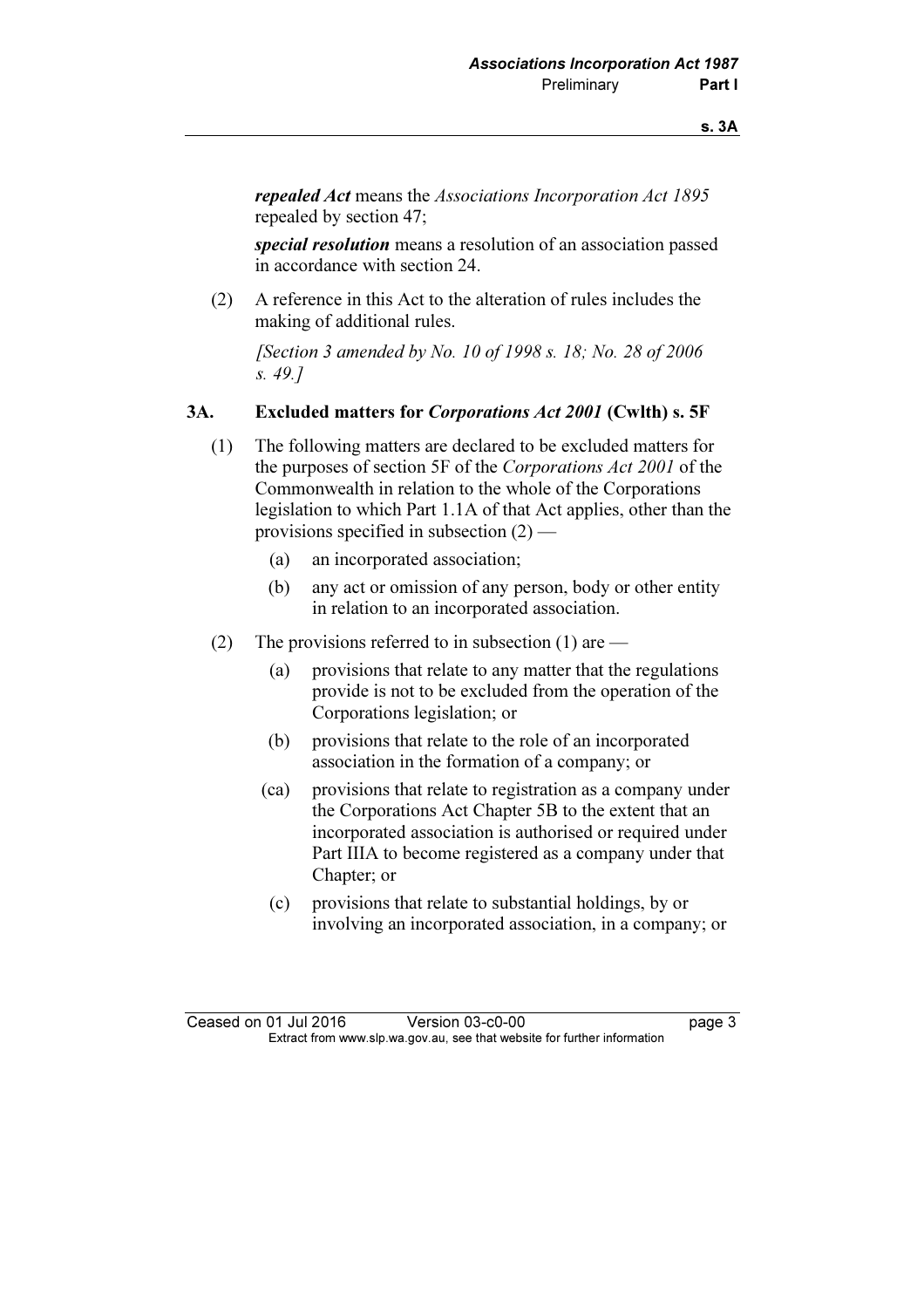***repealed Act*** means the *Associations Incorporation Act 1895* repealed by section 47;

***special resolution*** means a resolution of an association passed in accordance with section 24.

(2) A reference in this Act to the alteration of rules includes the making of additional rules.

*[Section 3 amended by No. 10 of 1998 s. 18; No. 28 of 2006 s. 49.]*

## 3A. Excluded matters for *Corporations Act 2001* (Cwlth) s. 5F

(1) The following matters are declared to be excluded matters for the purposes of section 5F of the *Corporations Act 2001* of the Commonwealth in relation to the whole of the Corporations legislation to which Part 1.1A of that Act applies, other than the provisions specified in subsection (2) —

- (a) an incorporated association;
- (b) any act or omission of any person, body or other entity in relation to an incorporated association.

(2) The provisions referred to in subsection (1) are —

- (a) provisions that relate to any matter that the regulations provide is not to be excluded from the operation of the Corporations legislation; or
- (b) provisions that relate to the role of an incorporated association in the formation of a company; or
- (ca) provisions that relate to registration as a company under the Corporations Act Chapter 5B to the extent that an incorporated association is authorised or required under Part IIIA to become registered as a company under that Chapter; or
- (c) provisions that relate to substantial holdings, by or involving an incorporated association, in a company; or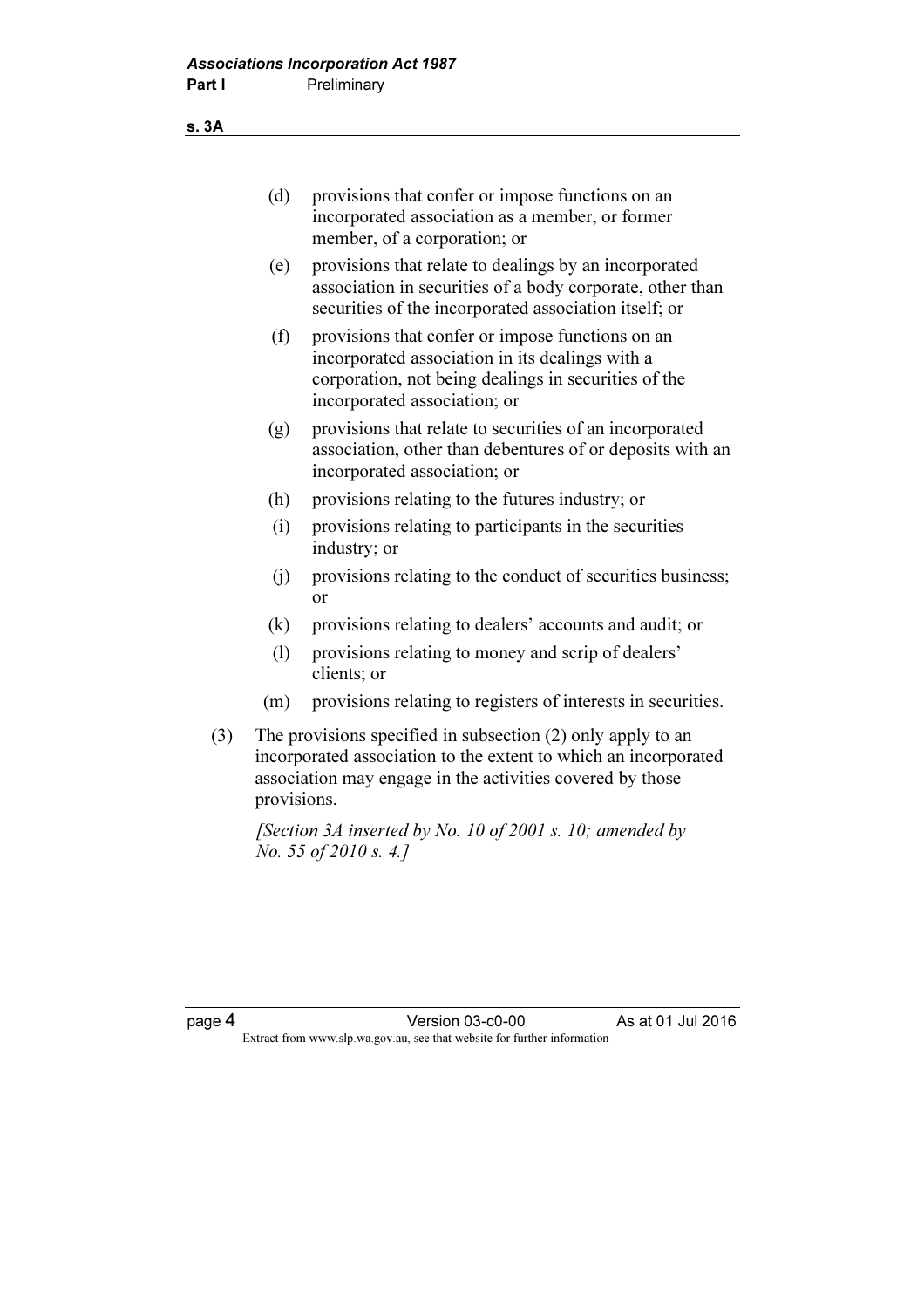(d) provisions that confer or impose functions on an incorporated association as a member, or former member, of a corporation; or

(e) provisions that relate to dealings by an incorporated association in securities of a body corporate, other than securities of the incorporated association itself; or

(f) provisions that confer or impose functions on an incorporated association in its dealings with a corporation, not being dealings in securities of the incorporated association; or

(g) provisions that relate to securities of an incorporated association, other than debentures of or deposits with an incorporated association; or

(h) provisions relating to the futures industry; or

(i) provisions relating to participants in the securities industry; or

(j) provisions relating to the conduct of securities business; or

(k) provisions relating to dealers' accounts and audit; or

(l) provisions relating to money and scrip of dealers' clients; or

(m) provisions relating to registers of interests in securities.

(3) The provisions specified in subsection (2) only apply to an incorporated association to the extent to which an incorporated association may engage in the activities covered by those provisions.

*[Section 3A inserted by No. 10 of 2001 s. 10; amended by No. 55 of 2010 s. 4.]*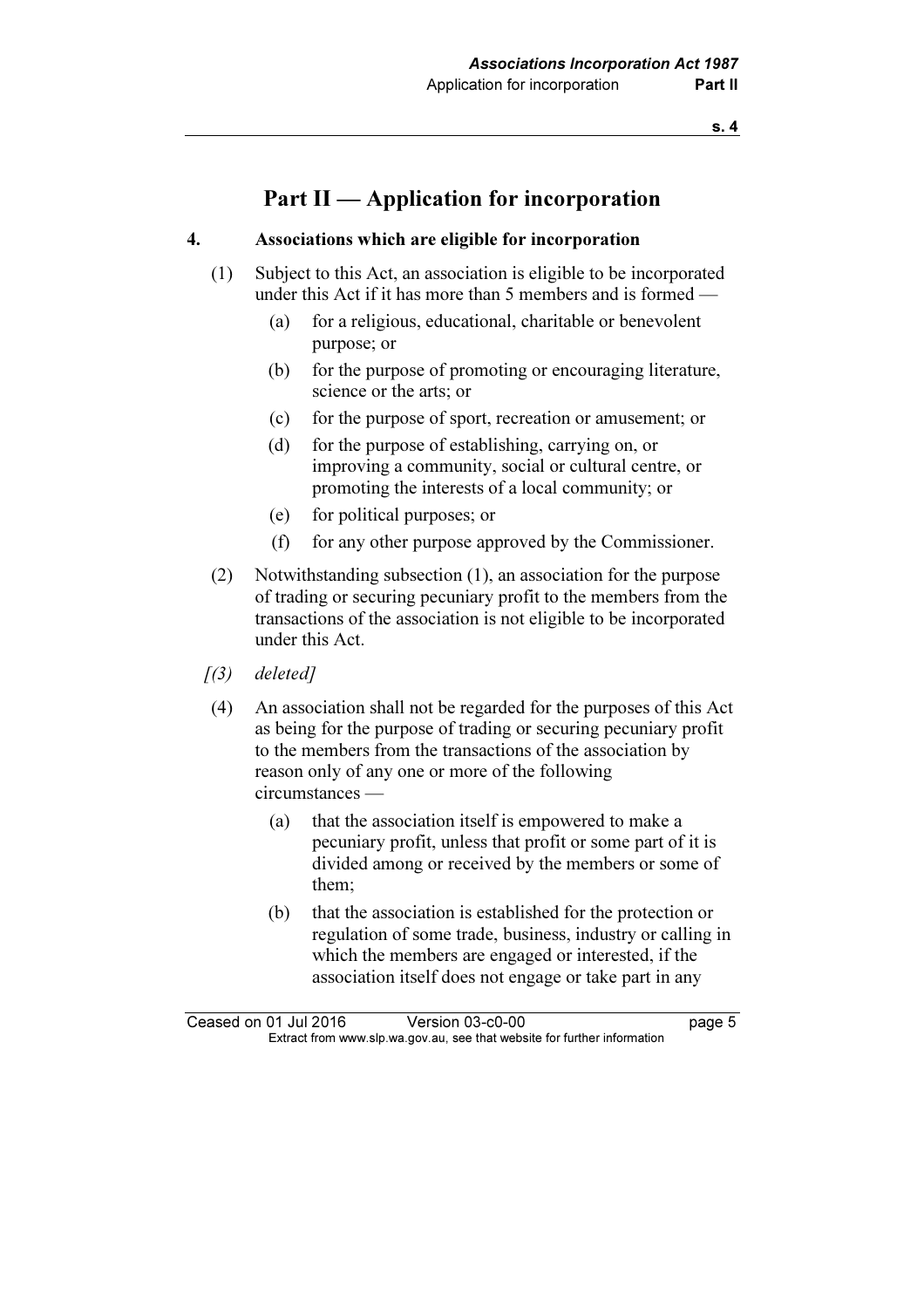# Part II — Application for incorporation

## 4. Associations which are eligible for incorporation

(1) Subject to this Act, an association is eligible to be incorporated under this Act if it has more than 5 members and is formed —

(a) for a religious, educational, charitable or benevolent purpose; or

(b) for the purpose of promoting or encouraging literature, science or the arts; or

(c) for the purpose of sport, recreation or amusement; or

(d) for the purpose of establishing, carrying on, or improving a community, social or cultural centre, or promoting the interests of a local community; or

(e) for political purposes; or

(f) for any other purpose approved by the Commissioner.

(2) Notwithstanding subsection (1), an association for the purpose of trading or securing pecuniary profit to the members from the transactions of the association is not eligible to be incorporated under this Act.

*[(3) deleted]*

(4) An association shall not be regarded for the purposes of this Act as being for the purpose of trading or securing pecuniary profit to the members from the transactions of the association by reason only of any one or more of the following circumstances —

(a) that the association itself is empowered to make a pecuniary profit, unless that profit or some part of it is divided among or received by the members or some of them;

(b) that the association is established for the protection or regulation of some trade, business, industry or calling in which the members are engaged or interested, if the association itself does not engage or take part in any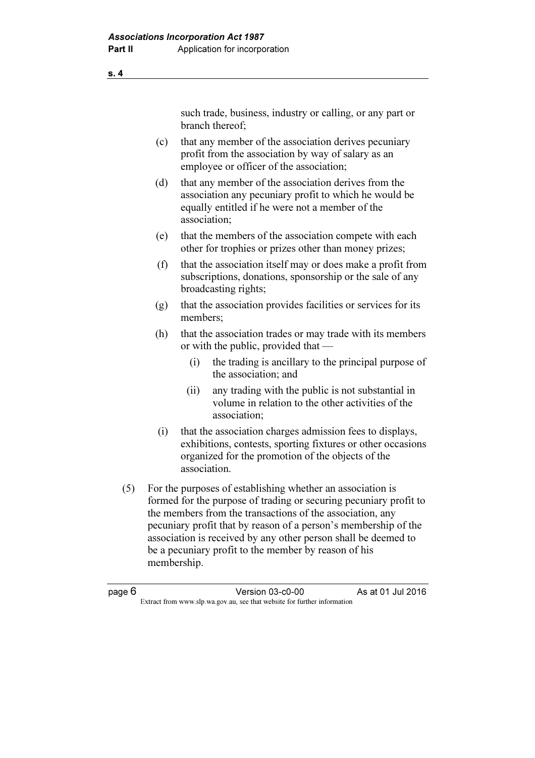such trade, business, industry or calling, or any part or branch thereof;

(c) that any member of the association derives pecuniary profit from the association by way of salary as an employee or officer of the association;

(d) that any member of the association derives from the association any pecuniary profit to which he would be equally entitled if he were not a member of the association;

(e) that the members of the association compete with each other for trophies or prizes other than money prizes;

(f) that the association itself may or does make a profit from subscriptions, donations, sponsorship or the sale of any broadcasting rights;

(g) that the association provides facilities or services for its members;

(h) that the association trades or may trade with its members or with the public, provided that —

(i) the trading is ancillary to the principal purpose of the association; and

(ii) any trading with the public is not substantial in volume in relation to the other activities of the association;

(i) that the association charges admission fees to displays, exhibitions, contests, sporting fixtures or other occasions organized for the promotion of the objects of the association.

(5) For the purposes of establishing whether an association is formed for the purpose of trading or securing pecuniary profit to the members from the transactions of the association, any pecuniary profit that by reason of a person's membership of the association is received by any other person shall be deemed to be a pecuniary profit to the member by reason of his membership.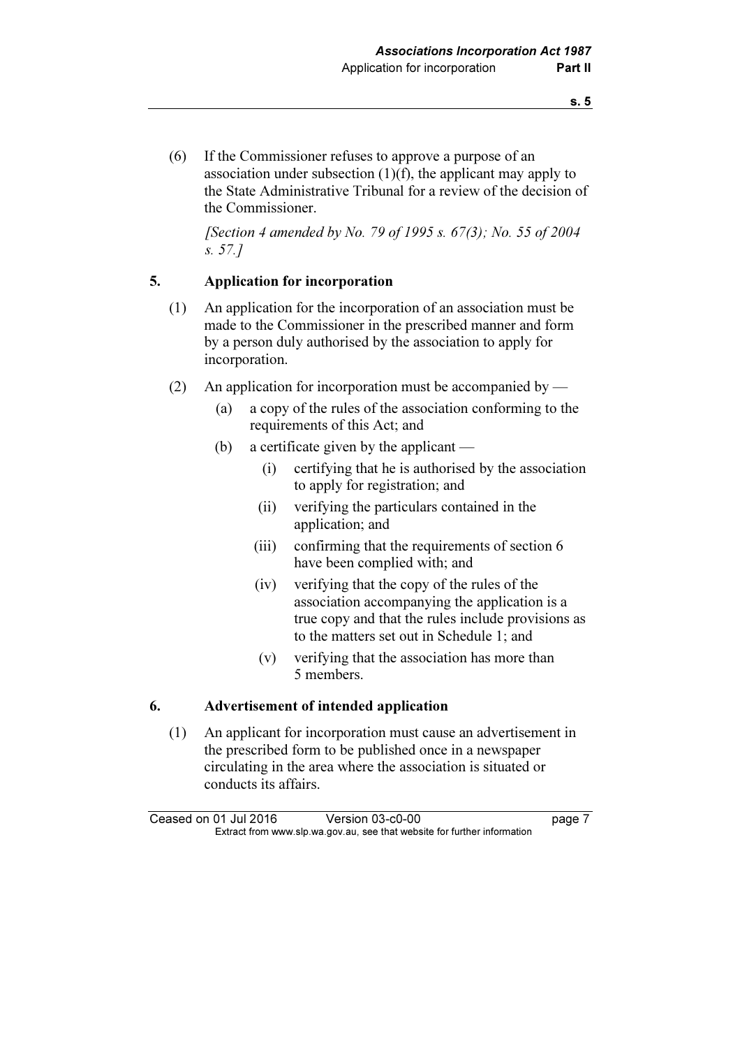(6) If the Commissioner refuses to approve a purpose of an association under subsection (1)(f), the applicant may apply to the State Administrative Tribunal for a review of the decision of the Commissioner.

*[Section 4 amended by No. 79 of 1995 s. 67(3); No. 55 of 2004 s. 57.]*

## 5. Application for incorporation

(1) An application for the incorporation of an association must be made to the Commissioner in the prescribed manner and form by a person duly authorised by the association to apply for incorporation.

(2) An application for incorporation must be accompanied by —

- (a) a copy of the rules of the association conforming to the requirements of this Act; and
- (b) a certificate given by the applicant —
  - (i) certifying that he is authorised by the association to apply for registration; and
  - (ii) verifying the particulars contained in the application; and
  - (iii) confirming that the requirements of section 6 have been complied with; and
  - (iv) verifying that the copy of the rules of the association accompanying the application is a true copy and that the rules include provisions as to the matters set out in Schedule 1; and
  - (v) verifying that the association has more than 5 members.

## 6. Advertisement of intended application

(1) An applicant for incorporation must cause an advertisement in the prescribed form to be published once in a newspaper circulating in the area where the association is situated or conducts its affairs.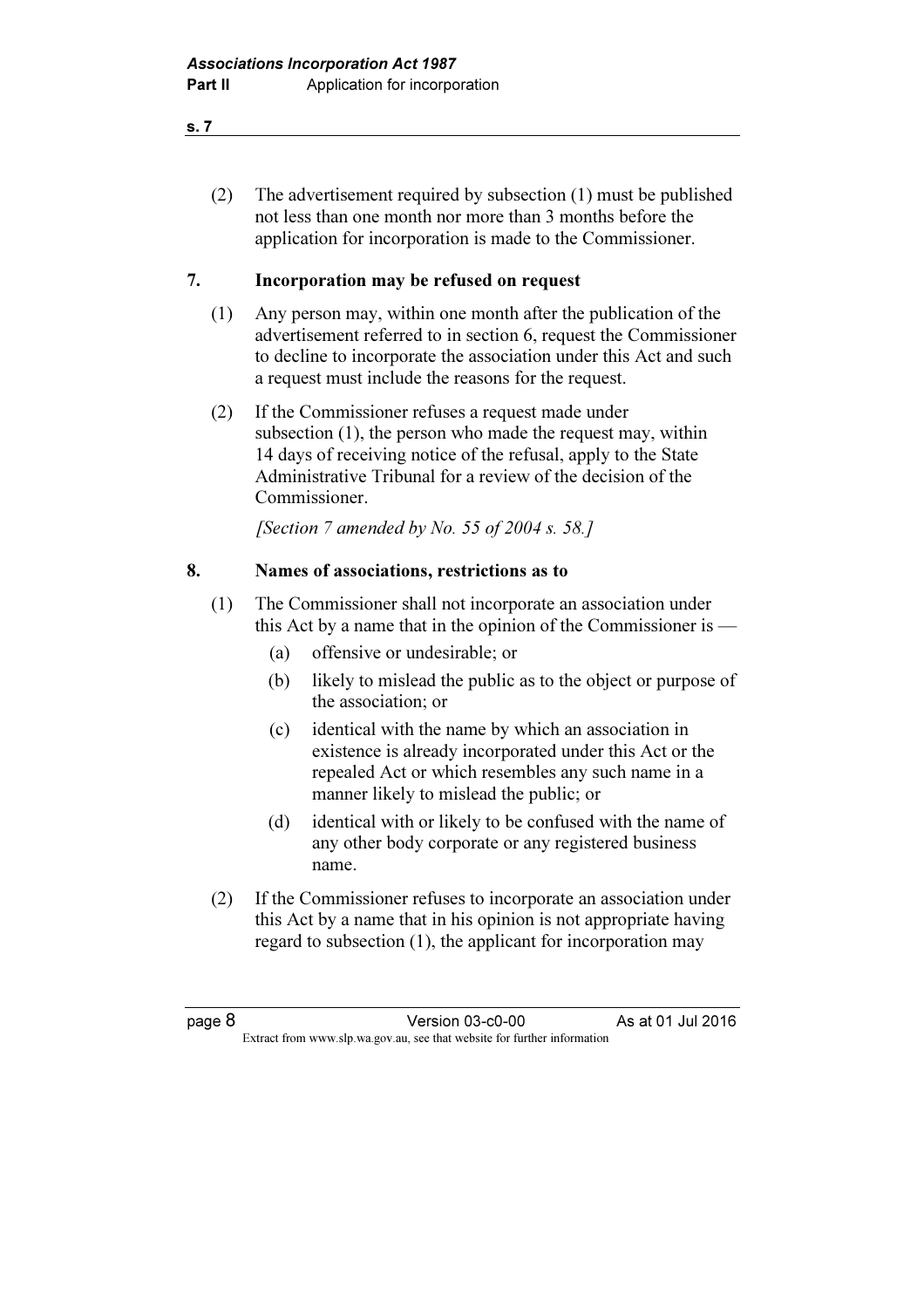(2) The advertisement required by subsection (1) must be published not less than one month nor more than 3 months before the application for incorporation is made to the Commissioner.

## 7. Incorporation may be refused on request

(1) Any person may, within one month after the publication of the advertisement referred to in section 6, request the Commissioner to decline to incorporate the association under this Act and such a request must include the reasons for the request.

(2) If the Commissioner refuses a request made under subsection (1), the person who made the request may, within 14 days of receiving notice of the refusal, apply to the State Administrative Tribunal for a review of the decision of the Commissioner.

*[Section 7 amended by No. 55 of 2004 s. 58.]*

## 8. Names of associations, restrictions as to

(1) The Commissioner shall not incorporate an association under this Act by a name that in the opinion of the Commissioner is —

- (a) offensive or undesirable; or
- (b) likely to mislead the public as to the object or purpose of the association; or
- (c) identical with the name by which an association in existence is already incorporated under this Act or the repealed Act or which resembles any such name in a manner likely to mislead the public; or
- (d) identical with or likely to be confused with the name of any other body corporate or any registered business name.

(2) If the Commissioner refuses to incorporate an association under this Act by a name that in his opinion is not appropriate having regard to subsection (1), the applicant for incorporation may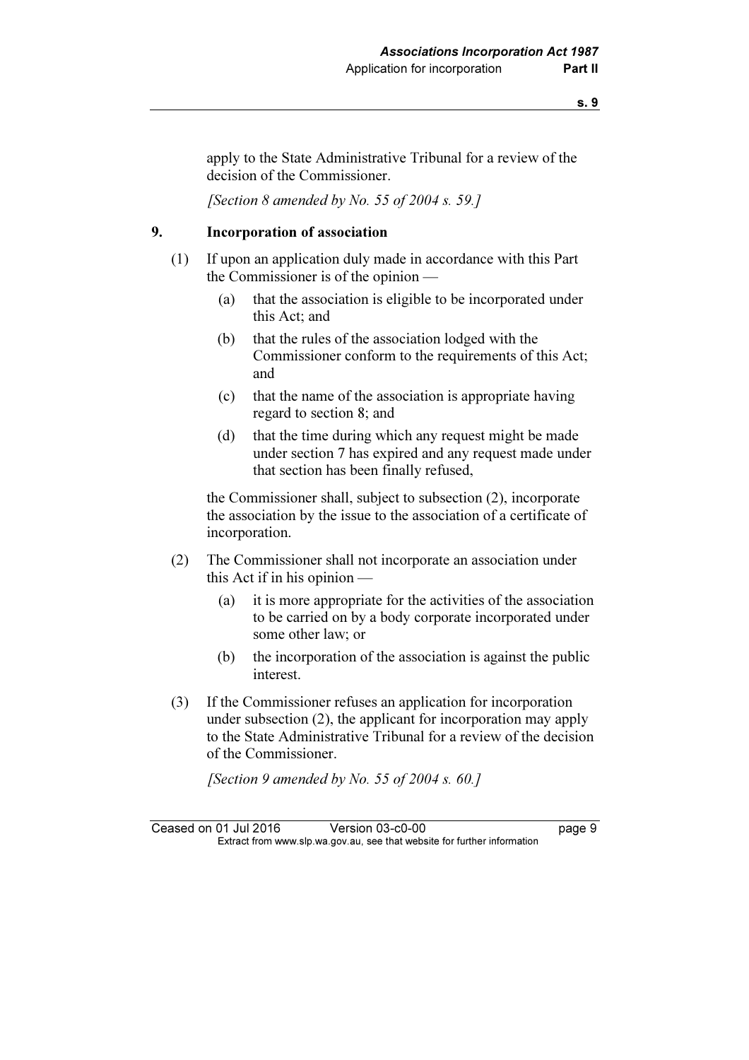apply to the State Administrative Tribunal for a review of the decision of the Commissioner.

*[Section 8 amended by No. 55 of 2004 s. 59.]*

## 9. Incorporation of association

(1) If upon an application duly made in accordance with this Part the Commissioner is of the opinion —

- (a) that the association is eligible to be incorporated under this Act; and
- (b) that the rules of the association lodged with the Commissioner conform to the requirements of this Act; and
- (c) that the name of the association is appropriate having regard to section 8; and
- (d) that the time during which any request might be made under section 7 has expired and any request made under that section has been finally refused,

the Commissioner shall, subject to subsection (2), incorporate the association by the issue to the association of a certificate of incorporation.

(2) The Commissioner shall not incorporate an association under this Act if in his opinion —

- (a) it is more appropriate for the activities of the association to be carried on by a body corporate incorporated under some other law; or
- (b) the incorporation of the association is against the public interest.

(3) If the Commissioner refuses an application for incorporation under subsection (2), the applicant for incorporation may apply to the State Administrative Tribunal for a review of the decision of the Commissioner.

*[Section 9 amended by No. 55 of 2004 s. 60.]*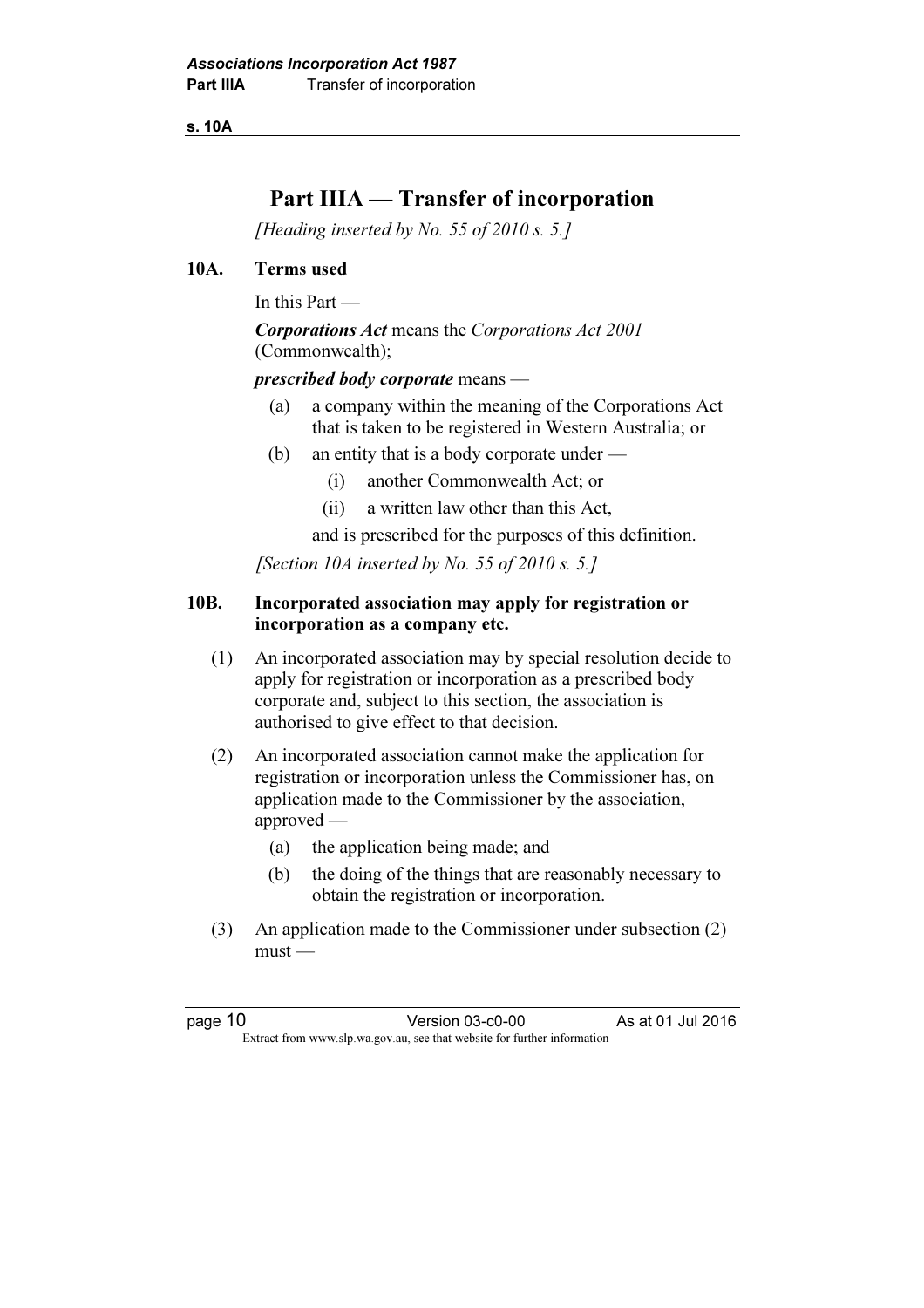# Part IIIA — Transfer of incorporation

*[Heading inserted by No. 55 of 2010 s. 5.]*

## 10A. Terms used

In this Part —

***Corporations Act*** means the *Corporations Act 2001* (Commonwealth);

***prescribed body corporate*** means —

(a) a company within the meaning of the Corporations Act that is taken to be registered in Western Australia; or

(b) an entity that is a body corporate under —

  (i) another Commonwealth Act; or

  (ii) a written law other than this Act,

and is prescribed for the purposes of this definition.

*[Section 10A inserted by No. 55 of 2010 s. 5.]*

## 10B. Incorporated association may apply for registration or incorporation as a company etc.

(1) An incorporated association may by special resolution decide to apply for registration or incorporation as a prescribed body corporate and, subject to this section, the association is authorised to give effect to that decision.

(2) An incorporated association cannot make the application for registration or incorporation unless the Commissioner has, on application made to the Commissioner by the association, approved —

(a) the application being made; and

(b) the doing of the things that are reasonably necessary to obtain the registration or incorporation.

(3) An application made to the Commissioner under subsection (2) must —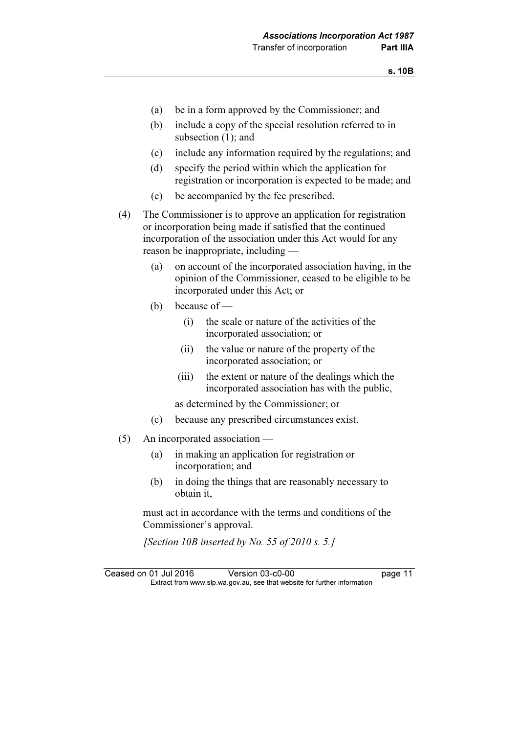(a) be in a form approved by the Commissioner; and

(b) include a copy of the special resolution referred to in subsection (1); and

(c) include any information required by the regulations; and

(d) specify the period within which the application for registration or incorporation is expected to be made; and

(e) be accompanied by the fee prescribed.

(4) The Commissioner is to approve an application for registration or incorporation being made if satisfied that the continued incorporation of the association under this Act would for any reason be inappropriate, including —

(a) on account of the incorporated association having, in the opinion of the Commissioner, ceased to be eligible to be incorporated under this Act; or

(b) because of —

(i) the scale or nature of the activities of the incorporated association; or

(ii) the value or nature of the property of the incorporated association; or

(iii) the extent or nature of the dealings which the incorporated association has with the public,

as determined by the Commissioner; or

(c) because any prescribed circumstances exist.

(5) An incorporated association —

(a) in making an application for registration or incorporation; and

(b) in doing the things that are reasonably necessary to obtain it,

must act in accordance with the terms and conditions of the Commissioner's approval.

*[Section 10B inserted by No. 55 of 2010 s. 5.]*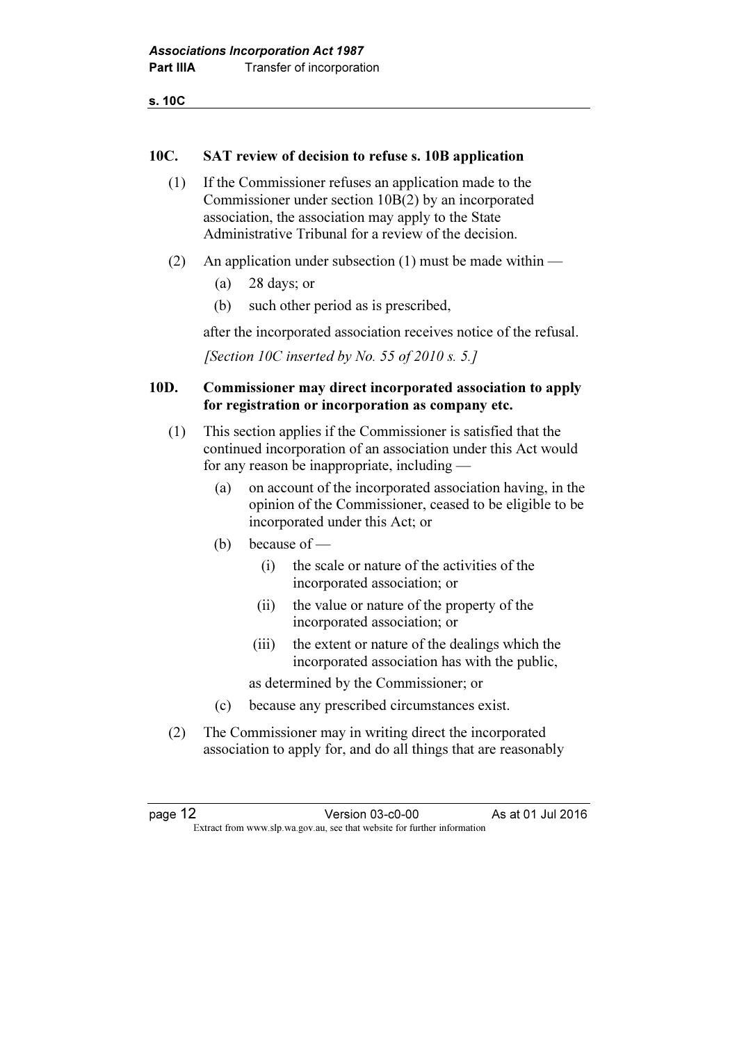## 10C. SAT review of decision to refuse s. 10B application

(1) If the Commissioner refuses an application made to the Commissioner under section 10B(2) by an incorporated association, the association may apply to the State Administrative Tribunal for a review of the decision.

(2) An application under subsection (1) must be made within —

(a) 28 days; or

(b) such other period as is prescribed,

after the incorporated association receives notice of the refusal.

*[Section 10C inserted by No. 55 of 2010 s. 5.]*

## 10D. Commissioner may direct incorporated association to apply for registration or incorporation as company etc.

(1) This section applies if the Commissioner is satisfied that the continued incorporation of an association under this Act would for any reason be inappropriate, including —

(a) on account of the incorporated association having, in the opinion of the Commissioner, ceased to be eligible to be incorporated under this Act; or

(b) because of —

(i) the scale or nature of the activities of the incorporated association; or

(ii) the value or nature of the property of the incorporated association; or

(iii) the extent or nature of the dealings which the incorporated association has with the public,

as determined by the Commissioner; or

(c) because any prescribed circumstances exist.

(2) The Commissioner may in writing direct the incorporated association to apply for, and do all things that are reasonably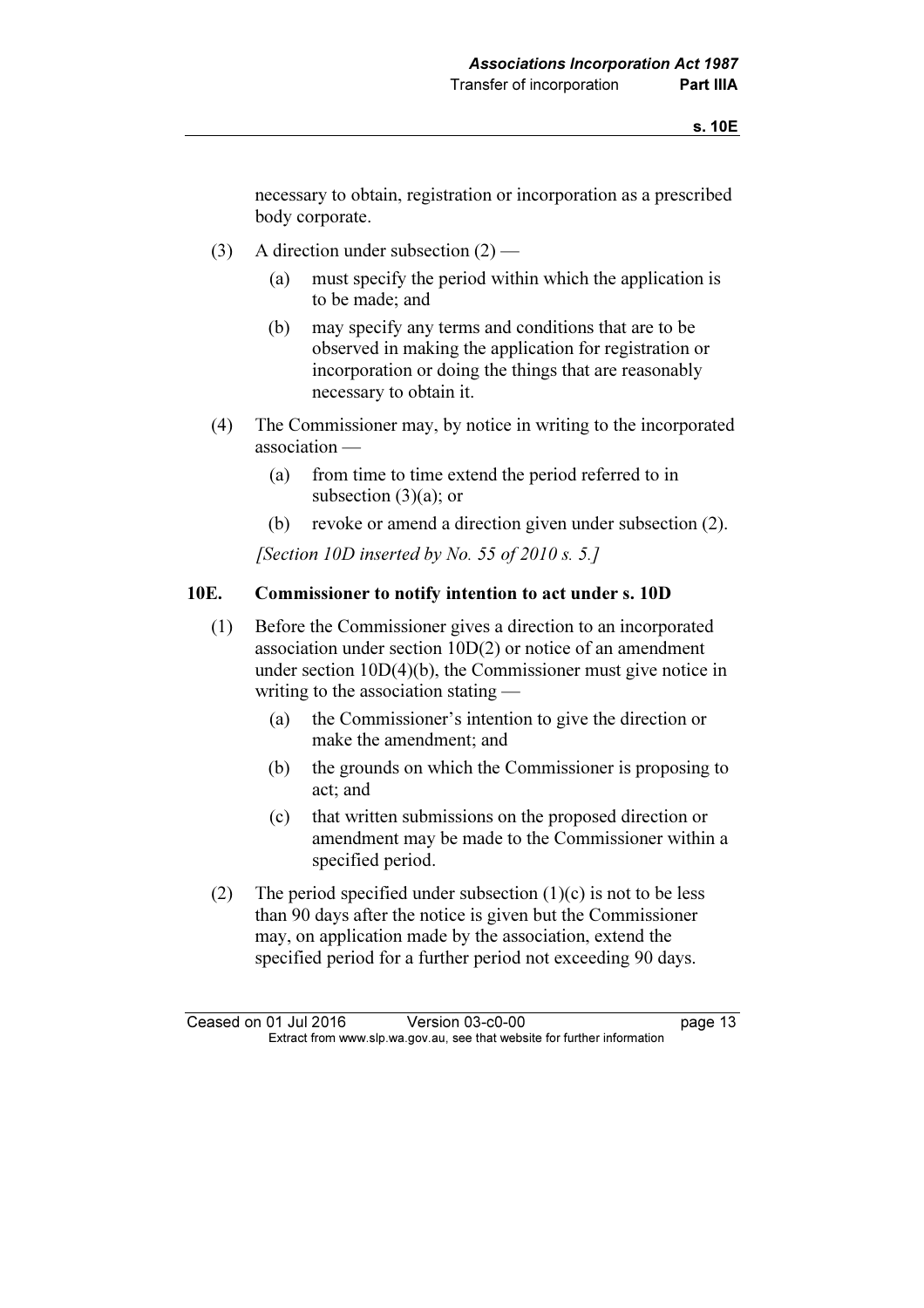necessary to obtain, registration or incorporation as a prescribed body corporate.

(3) A direction under subsection (2) —

(a) must specify the period within which the application is to be made; and

(b) may specify any terms and conditions that are to be observed in making the application for registration or incorporation or doing the things that are reasonably necessary to obtain it.

(4) The Commissioner may, by notice in writing to the incorporated association —

(a) from time to time extend the period referred to in subsection (3)(a); or

(b) revoke or amend a direction given under subsection (2).

*[Section 10D inserted by No. 55 of 2010 s. 5.]*

### 10E. Commissioner to notify intention to act under s. 10D

(1) Before the Commissioner gives a direction to an incorporated association under section 10D(2) or notice of an amendment under section 10D(4)(b), the Commissioner must give notice in writing to the association stating —

(a) the Commissioner's intention to give the direction or make the amendment; and

(b) the grounds on which the Commissioner is proposing to act; and

(c) that written submissions on the proposed direction or amendment may be made to the Commissioner within a specified period.

(2) The period specified under subsection (1)(c) is not to be less than 90 days after the notice is given but the Commissioner may, on application made by the association, extend the specified period for a further period not exceeding 90 days.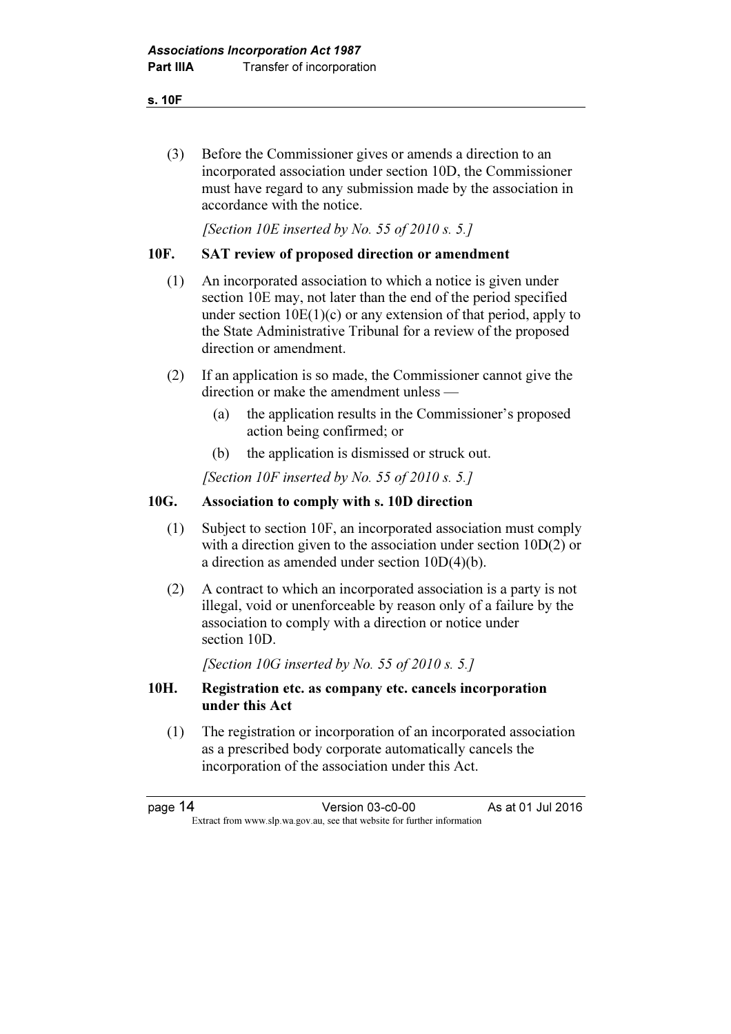(3) Before the Commissioner gives or amends a direction to an incorporated association under section 10D, the Commissioner must have regard to any submission made by the association in accordance with the notice.

*[Section 10E inserted by No. 55 of 2010 s. 5.]*

### 10F. SAT review of proposed direction or amendment

(1) An incorporated association to which a notice is given under section 10E may, not later than the end of the period specified under section 10E(1)(c) or any extension of that period, apply to the State Administrative Tribunal for a review of the proposed direction or amendment.

(2) If an application is so made, the Commissioner cannot give the direction or make the amendment unless —

- (a) the application results in the Commissioner's proposed action being confirmed; or
- (b) the application is dismissed or struck out.

*[Section 10F inserted by No. 55 of 2010 s. 5.]*

### 10G. Association to comply with s. 10D direction

(1) Subject to section 10F, an incorporated association must comply with a direction given to the association under section 10D(2) or a direction as amended under section 10D(4)(b).

(2) A contract to which an incorporated association is a party is not illegal, void or unenforceable by reason only of a failure by the association to comply with a direction or notice under section 10D.

*[Section 10G inserted by No. 55 of 2010 s. 5.]*

### 10H. Registration etc. as company etc. cancels incorporation under this Act

(1) The registration or incorporation of an incorporated association as a prescribed body corporate automatically cancels the incorporation of the association under this Act.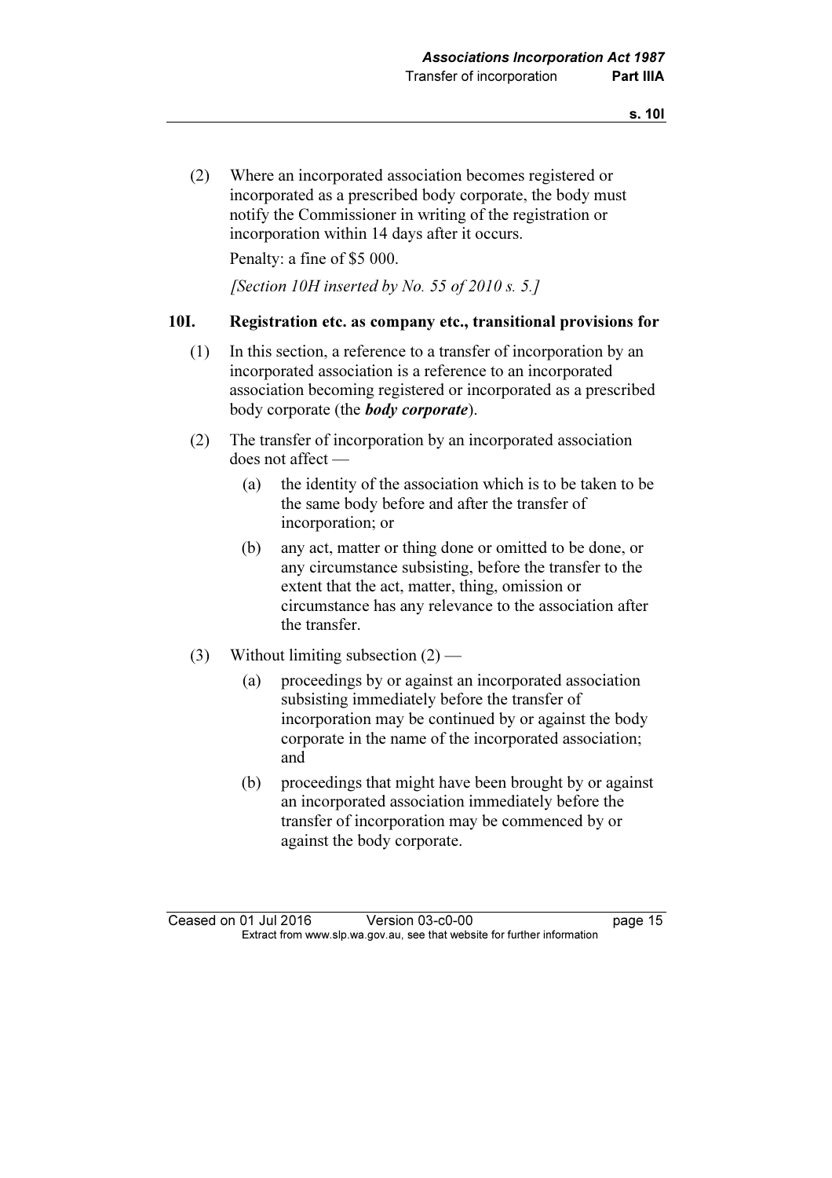(2) Where an incorporated association becomes registered or incorporated as a prescribed body corporate, the body must notify the Commissioner in writing of the registration or incorporation within 14 days after it occurs.

Penalty: a fine of $5 000.

*[Section 10H inserted by No. 55 of 2010 s. 5.]*

### 10I. Registration etc. as company etc., transitional provisions for

(1) In this section, a reference to a transfer of incorporation by an incorporated association is a reference to an incorporated association becoming registered or incorporated as a prescribed body corporate (the ***body corporate***).

(2) The transfer of incorporation by an incorporated association does not affect —

- (a) the identity of the association which is to be taken to be the same body before and after the transfer of incorporation; or
- (b) any act, matter or thing done or omitted to be done, or any circumstance subsisting, before the transfer to the extent that the act, matter, thing, omission or circumstance has any relevance to the association after the transfer.

(3) Without limiting subsection (2) —

- (a) proceedings by or against an incorporated association subsisting immediately before the transfer of incorporation may be continued by or against the body corporate in the name of the incorporated association; and
- (b) proceedings that might have been brought by or against an incorporated association immediately before the transfer of incorporation may be commenced by or against the body corporate.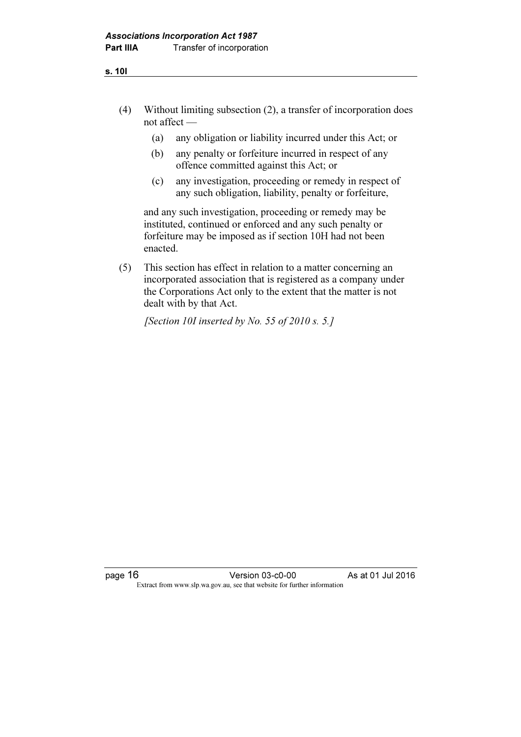(4) Without limiting subsection (2), a transfer of incorporation does not affect —

(a) any obligation or liability incurred under this Act; or

(b) any penalty or forfeiture incurred in respect of any offence committed against this Act; or

(c) any investigation, proceeding or remedy in respect of any such obligation, liability, penalty or forfeiture,

and any such investigation, proceeding or remedy may be instituted, continued or enforced and any such penalty or forfeiture may be imposed as if section 10H had not been enacted.

(5) This section has effect in relation to a matter concerning an incorporated association that is registered as a company under the Corporations Act only to the extent that the matter is not dealt with by that Act.

*[Section 10I inserted by No. 55 of 2010 s. 5.]*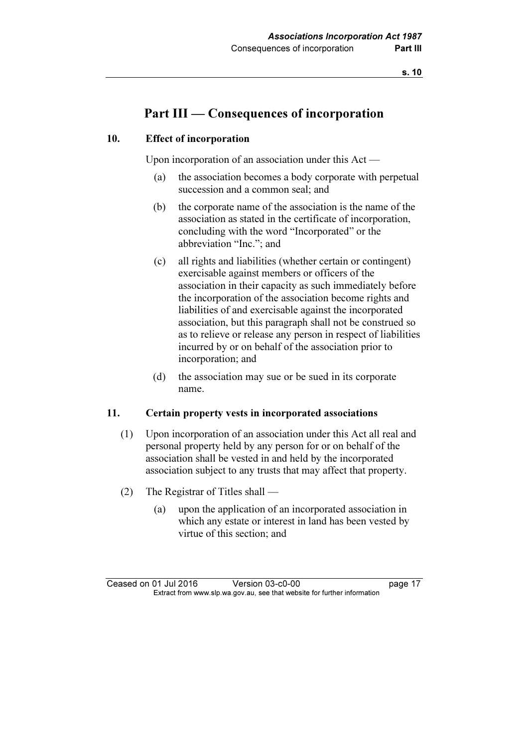# Part III — Consequences of incorporation

## 10. Effect of incorporation

Upon incorporation of an association under this Act —

(a) the association becomes a body corporate with perpetual succession and a common seal; and

(b) the corporate name of the association is the name of the association as stated in the certificate of incorporation, concluding with the word "Incorporated" or the abbreviation "Inc."; and

(c) all rights and liabilities (whether certain or contingent) exercisable against members or officers of the association in their capacity as such immediately before the incorporation of the association become rights and liabilities of and exercisable against the incorporated association, but this paragraph shall not be construed so as to relieve or release any person in respect of liabilities incurred by or on behalf of the association prior to incorporation; and

(d) the association may sue or be sued in its corporate name.

## 11. Certain property vests in incorporated associations

(1) Upon incorporation of an association under this Act all real and personal property held by any person for or on behalf of the association shall be vested in and held by the incorporated association subject to any trusts that may affect that property.

(2) The Registrar of Titles shall —

(a) upon the application of an incorporated association in which any estate or interest in land has been vested by virtue of this section; and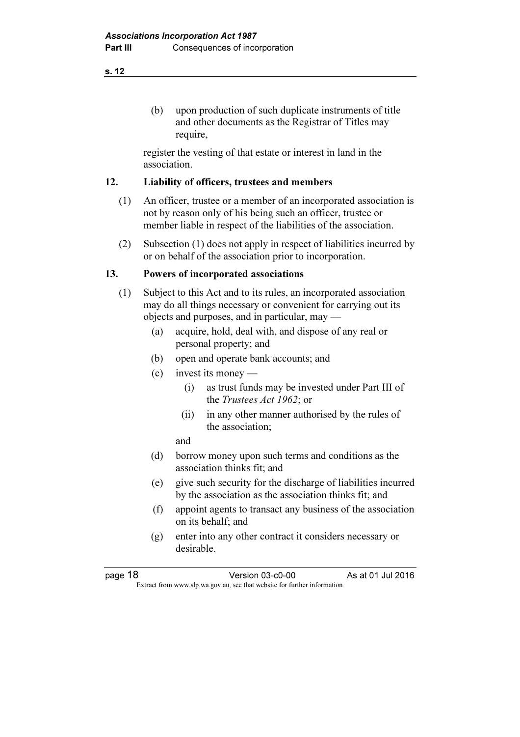(b) upon production of such duplicate instruments of title and other documents as the Registrar of Titles may require,

register the vesting of that estate or interest in land in the association.

## 12. Liability of officers, trustees and members

(1) An officer, trustee or a member of an incorporated association is not by reason only of his being such an officer, trustee or member liable in respect of the liabilities of the association.

(2) Subsection (1) does not apply in respect of liabilities incurred by or on behalf of the association prior to incorporation.

## 13. Powers of incorporated associations

(1) Subject to this Act and to its rules, an incorporated association may do all things necessary or convenient for carrying out its objects and purposes, and in particular, may —

- (a) acquire, hold, deal with, and dispose of any real or personal property; and
- (b) open and operate bank accounts; and
- (c) invest its money —
  - (i) as trust funds may be invested under Part III of the *Trustees Act 1962*; or
  - (ii) in any other manner authorised by the rules of the association;

  and
- (d) borrow money upon such terms and conditions as the association thinks fit; and
- (e) give such security for the discharge of liabilities incurred by the association as the association thinks fit; and
- (f) appoint agents to transact any business of the association on its behalf; and
- (g) enter into any other contract it considers necessary or desirable.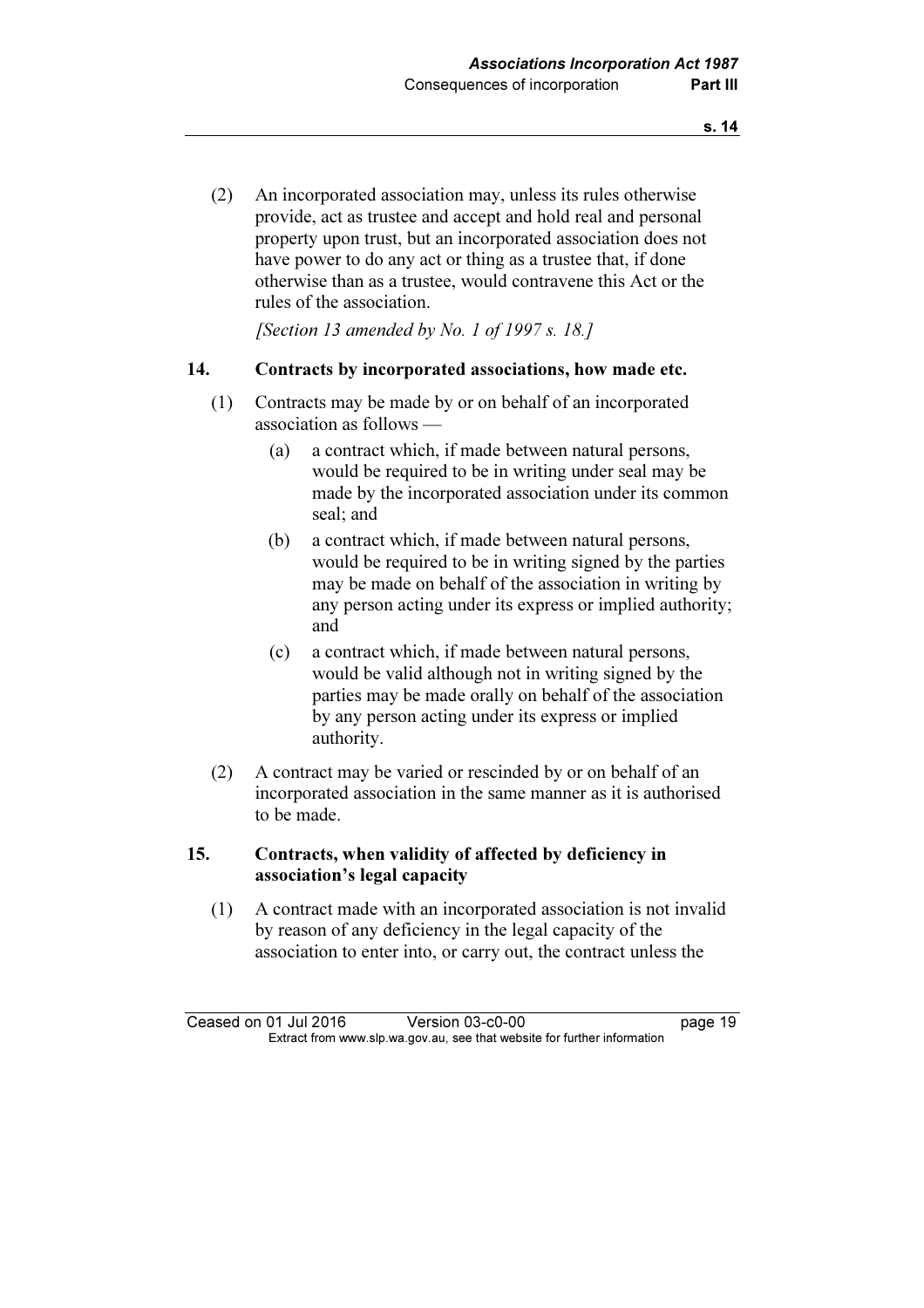(2) An incorporated association may, unless its rules otherwise provide, act as trustee and accept and hold real and personal property upon trust, but an incorporated association does not have power to do any act or thing as a trustee that, if done otherwise than as a trustee, would contravene this Act or the rules of the association.

*[Section 13 amended by No. 1 of 1997 s. 18.]*

### 14. Contracts by incorporated associations, how made etc.

(1) Contracts may be made by or on behalf of an incorporated association as follows —

(a) a contract which, if made between natural persons, would be required to be in writing under seal may be made by the incorporated association under its common seal; and

(b) a contract which, if made between natural persons, would be required to be in writing signed by the parties may be made on behalf of the association in writing by any person acting under its express or implied authority; and

(c) a contract which, if made between natural persons, would be valid although not in writing signed by the parties may be made orally on behalf of the association by any person acting under its express or implied authority.

(2) A contract may be varied or rescinded by or on behalf of an incorporated association in the same manner as it is authorised to be made.

### 15. Contracts, when validity of affected by deficiency in association's legal capacity

(1) A contract made with an incorporated association is not invalid by reason of any deficiency in the legal capacity of the association to enter into, or carry out, the contract unless the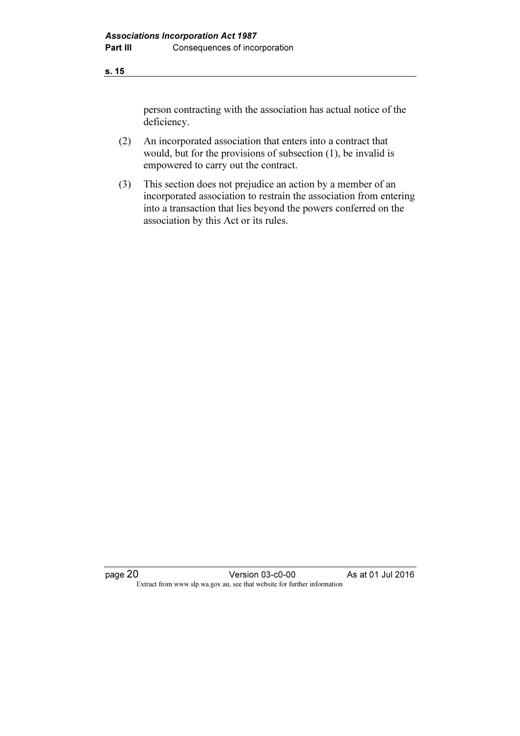person contracting with the association has actual notice of the deficiency.

(2) An incorporated association that enters into a contract that would, but for the provisions of subsection (1), be invalid is empowered to carry out the contract.

(3) This section does not prejudice an action by a member of an incorporated association to restrain the association from entering into a transaction that lies beyond the powers conferred on the association by this Act or its rules.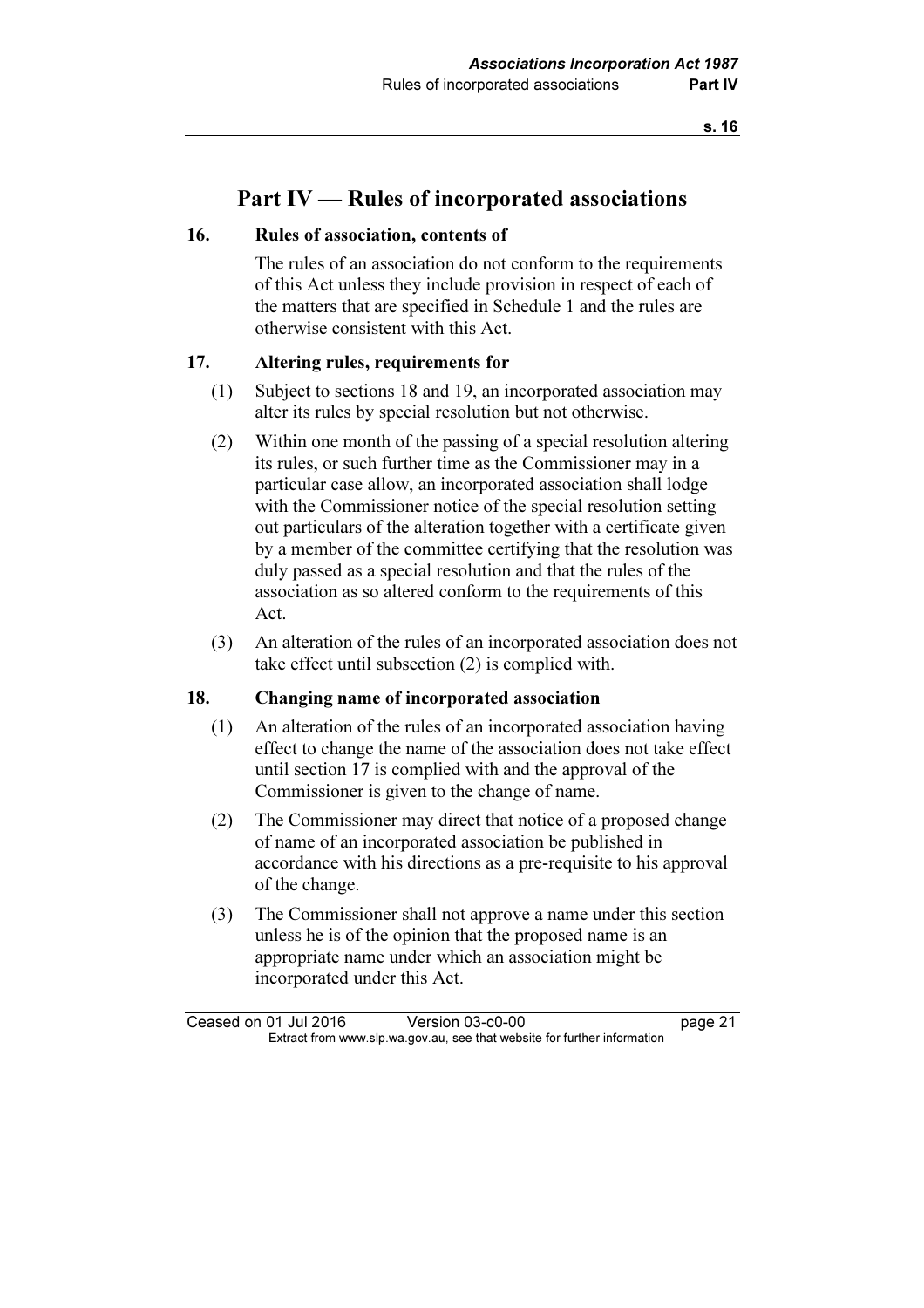# Part IV — Rules of incorporated associations

## 16. Rules of association, contents of

The rules of an association do not conform to the requirements of this Act unless they include provision in respect of each of the matters that are specified in Schedule 1 and the rules are otherwise consistent with this Act.

## 17. Altering rules, requirements for

(1) Subject to sections 18 and 19, an incorporated association may alter its rules by special resolution but not otherwise.

(2) Within one month of the passing of a special resolution altering its rules, or such further time as the Commissioner may in a particular case allow, an incorporated association shall lodge with the Commissioner notice of the special resolution setting out particulars of the alteration together with a certificate given by a member of the committee certifying that the resolution was duly passed as a special resolution and that the rules of the association as so altered conform to the requirements of this Act.

(3) An alteration of the rules of an incorporated association does not take effect until subsection (2) is complied with.

## 18. Changing name of incorporated association

(1) An alteration of the rules of an incorporated association having effect to change the name of the association does not take effect until section 17 is complied with and the approval of the Commissioner is given to the change of name.

(2) The Commissioner may direct that notice of a proposed change of name of an incorporated association be published in accordance with his directions as a pre-requisite to his approval of the change.

(3) The Commissioner shall not approve a name under this section unless he is of the opinion that the proposed name is an appropriate name under which an association might be incorporated under this Act.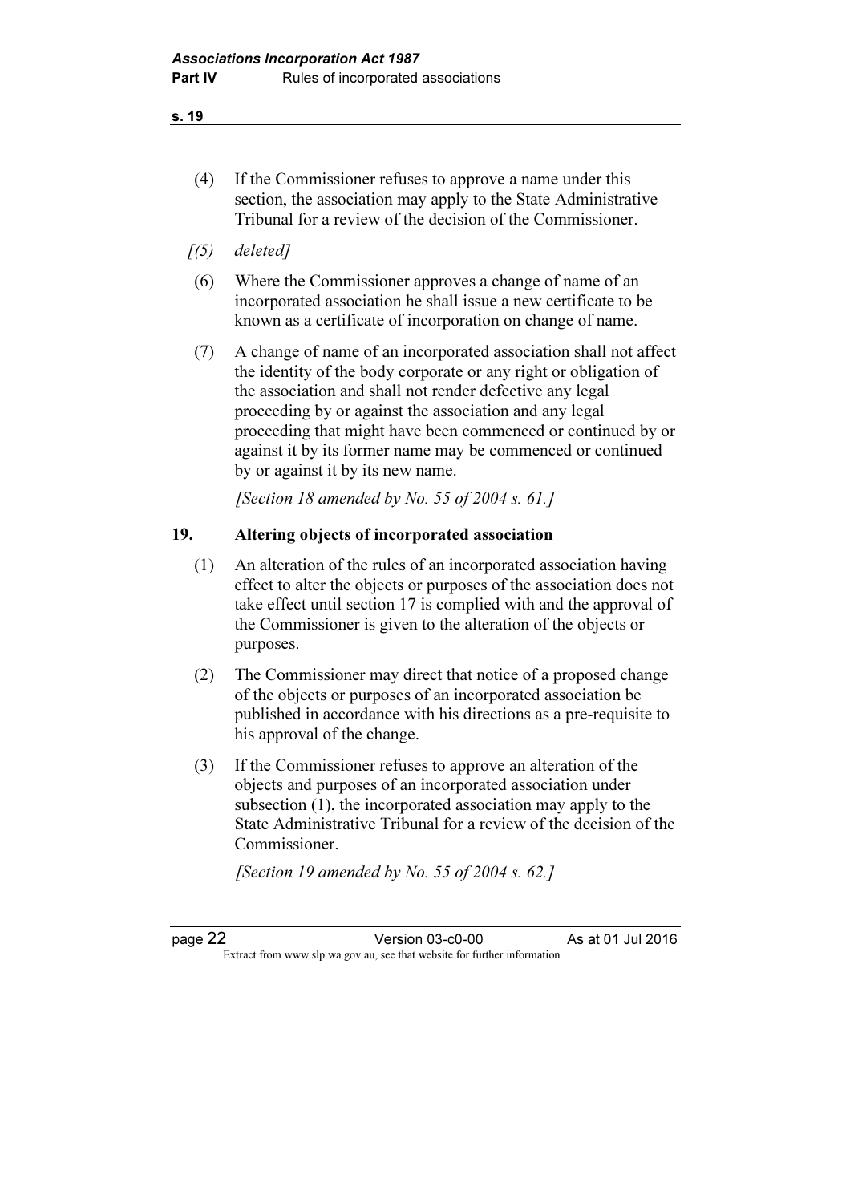(4) If the Commissioner refuses to approve a name under this section, the association may apply to the State Administrative Tribunal for a review of the decision of the Commissioner.

*[(5) deleted]*

(6) Where the Commissioner approves a change of name of an incorporated association he shall issue a new certificate to be known as a certificate of incorporation on change of name.

(7) A change of name of an incorporated association shall not affect the identity of the body corporate or any right or obligation of the association and shall not render defective any legal proceeding by or against the association and any legal proceeding that might have been commenced or continued by or against it by its former name may be commenced or continued by or against it by its new name.

*[Section 18 amended by No. 55 of 2004 s. 61.]*

## 19. Altering objects of incorporated association

(1) An alteration of the rules of an incorporated association having effect to alter the objects or purposes of the association does not take effect until section 17 is complied with and the approval of the Commissioner is given to the alteration of the objects or purposes.

(2) The Commissioner may direct that notice of a proposed change of the objects or purposes of an incorporated association be published in accordance with his directions as a pre-requisite to his approval of the change.

(3) If the Commissioner refuses to approve an alteration of the objects and purposes of an incorporated association under subsection (1), the incorporated association may apply to the State Administrative Tribunal for a review of the decision of the Commissioner.

*[Section 19 amended by No. 55 of 2004 s. 62.]*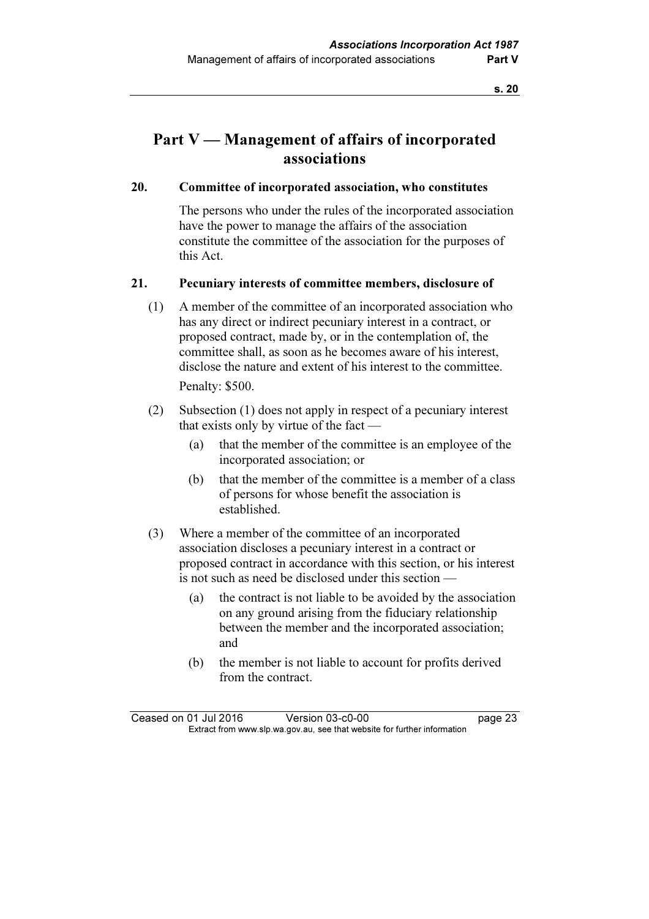# Part V — Management of affairs of incorporated associations

## 20. Committee of incorporated association, who constitutes

The persons who under the rules of the incorporated association have the power to manage the affairs of the association constitute the committee of the association for the purposes of this Act.

## 21. Pecuniary interests of committee members, disclosure of

(1) A member of the committee of an incorporated association who has any direct or indirect pecuniary interest in a contract, or proposed contract, made by, or in the contemplation of, the committee shall, as soon as he becomes aware of his interest, disclose the nature and extent of his interest to the committee.

Penalty: $500.

(2) Subsection (1) does not apply in respect of a pecuniary interest that exists only by virtue of the fact —

(a) that the member of the committee is an employee of the incorporated association; or

(b) that the member of the committee is a member of a class of persons for whose benefit the association is established.

(3) Where a member of the committee of an incorporated association discloses a pecuniary interest in a contract or proposed contract in accordance with this section, or his interest is not such as need be disclosed under this section —

(a) the contract is not liable to be avoided by the association on any ground arising from the fiduciary relationship between the member and the incorporated association; and

(b) the member is not liable to account for profits derived from the contract.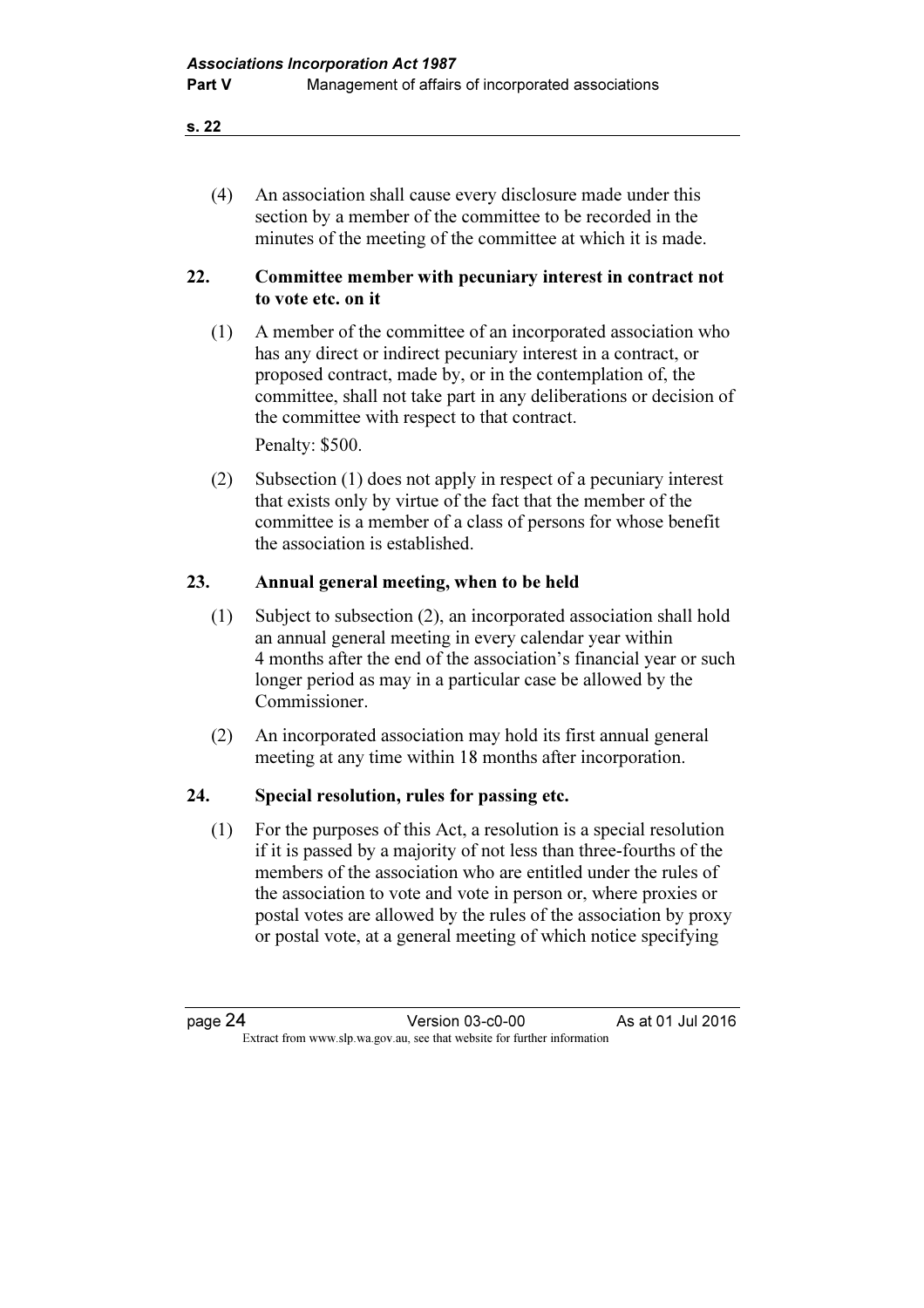(4) An association shall cause every disclosure made under this section by a member of the committee to be recorded in the minutes of the meeting of the committee at which it is made.

### 22. Committee member with pecuniary interest in contract not to vote etc. on it

(1) A member of the committee of an incorporated association who has any direct or indirect pecuniary interest in a contract, or proposed contract, made by, or in the contemplation of, the committee, shall not take part in any deliberations or decision of the committee with respect to that contract.

Penalty: $500.

(2) Subsection (1) does not apply in respect of a pecuniary interest that exists only by virtue of the fact that the member of the committee is a member of a class of persons for whose benefit the association is established.

### 23. Annual general meeting, when to be held

(1) Subject to subsection (2), an incorporated association shall hold an annual general meeting in every calendar year within 4 months after the end of the association's financial year or such longer period as may in a particular case be allowed by the Commissioner.

(2) An incorporated association may hold its first annual general meeting at any time within 18 months after incorporation.

### 24. Special resolution, rules for passing etc.

(1) For the purposes of this Act, a resolution is a special resolution if it is passed by a majority of not less than three-fourths of the members of the association who are entitled under the rules of the association to vote and vote in person or, where proxies or postal votes are allowed by the rules of the association by proxy or postal vote, at a general meeting of which notice specifying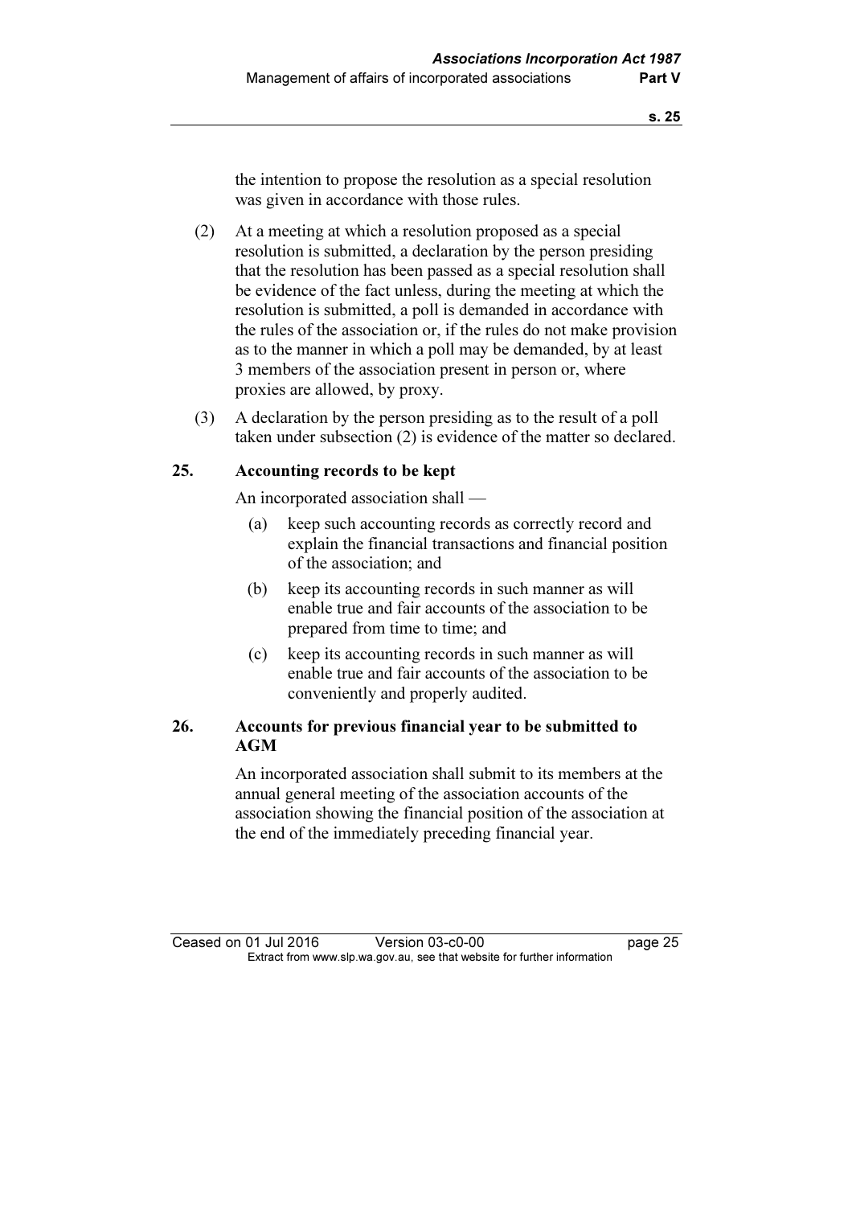the intention to propose the resolution as a special resolution was given in accordance with those rules.

(2) At a meeting at which a resolution proposed as a special resolution is submitted, a declaration by the person presiding that the resolution has been passed as a special resolution shall be evidence of the fact unless, during the meeting at which the resolution is submitted, a poll is demanded in accordance with the rules of the association or, if the rules do not make provision as to the manner in which a poll may be demanded, by at least 3 members of the association present in person or, where proxies are allowed, by proxy.

(3) A declaration by the person presiding as to the result of a poll taken under subsection (2) is evidence of the matter so declared.

## 25. Accounting records to be kept

An incorporated association shall —

(a) keep such accounting records as correctly record and explain the financial transactions and financial position of the association; and

(b) keep its accounting records in such manner as will enable true and fair accounts of the association to be prepared from time to time; and

(c) keep its accounting records in such manner as will enable true and fair accounts of the association to be conveniently and properly audited.

## 26. Accounts for previous financial year to be submitted to AGM

An incorporated association shall submit to its members at the annual general meeting of the association accounts of the association showing the financial position of the association at the end of the immediately preceding financial year.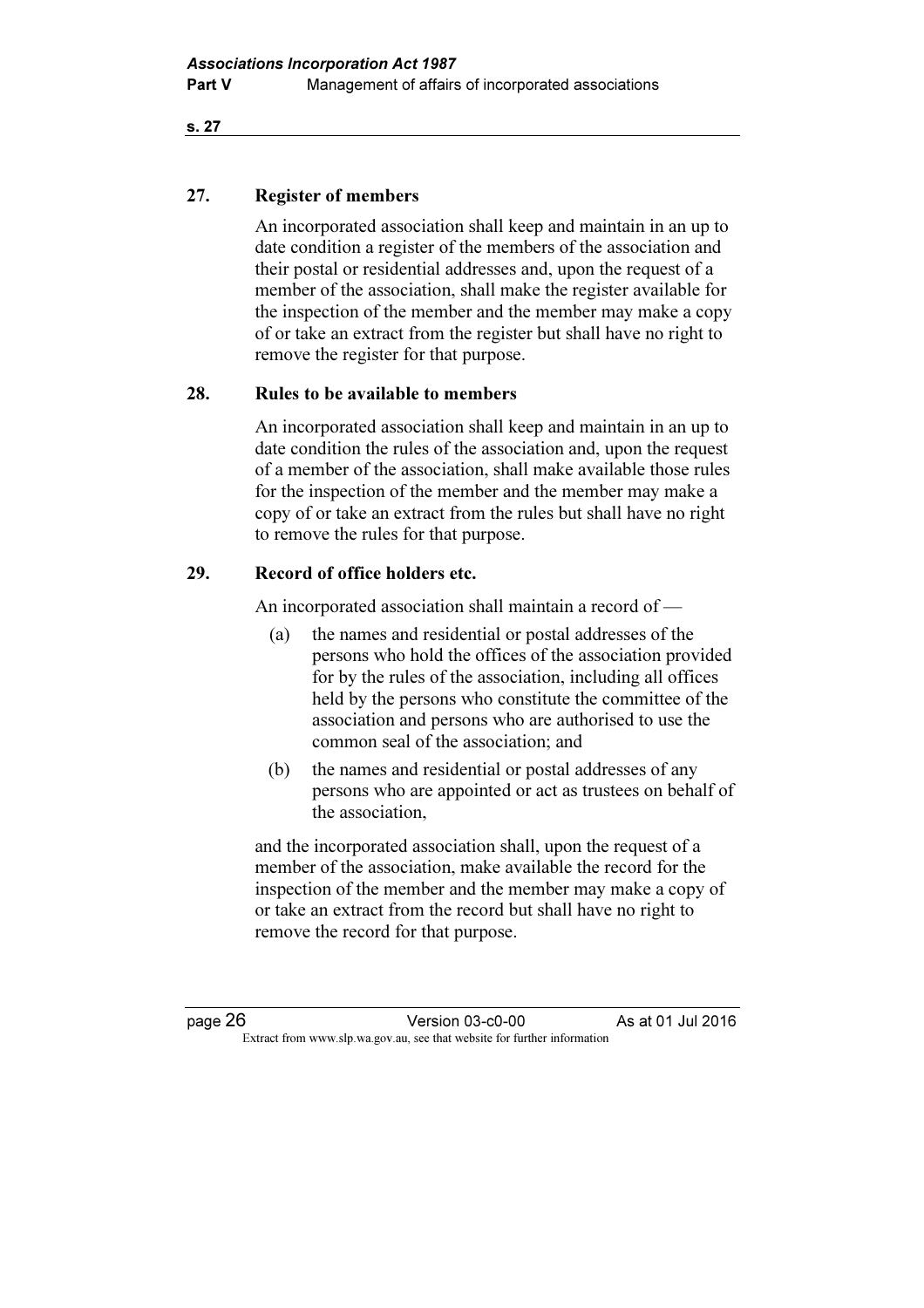## 27. Register of members

An incorporated association shall keep and maintain in an up to date condition a register of the members of the association and their postal or residential addresses and, upon the request of a member of the association, shall make the register available for the inspection of the member and the member may make a copy of or take an extract from the register but shall have no right to remove the register for that purpose.

## 28. Rules to be available to members

An incorporated association shall keep and maintain in an up to date condition the rules of the association and, upon the request of a member of the association, shall make available those rules for the inspection of the member and the member may make a copy of or take an extract from the rules but shall have no right to remove the rules for that purpose.

## 29. Record of office holders etc.

An incorporated association shall maintain a record of —

(a) the names and residential or postal addresses of the persons who hold the offices of the association provided for by the rules of the association, including all offices held by the persons who constitute the committee of the association and persons who are authorised to use the common seal of the association; and

(b) the names and residential or postal addresses of any persons who are appointed or act as trustees on behalf of the association,

and the incorporated association shall, upon the request of a member of the association, make available the record for the inspection of the member and the member may make a copy of or take an extract from the record but shall have no right to remove the record for that purpose.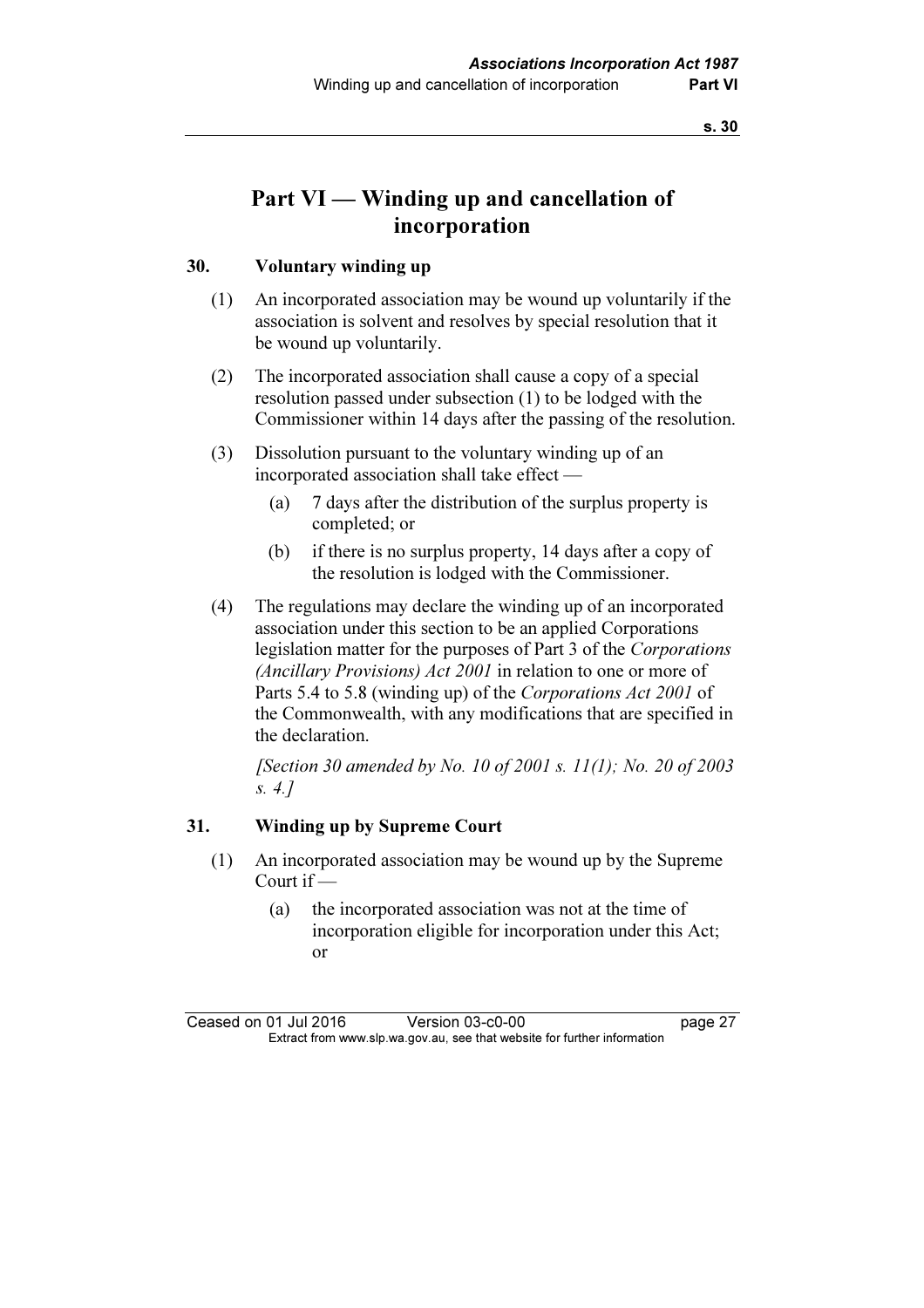# Part VI — Winding up and cancellation of incorporation

### 30. Voluntary winding up

(1) An incorporated association may be wound up voluntarily if the association is solvent and resolves by special resolution that it be wound up voluntarily.

(2) The incorporated association shall cause a copy of a special resolution passed under subsection (1) to be lodged with the Commissioner within 14 days after the passing of the resolution.

(3) Dissolution pursuant to the voluntary winding up of an incorporated association shall take effect —

- (a) 7 days after the distribution of the surplus property is completed; or
- (b) if there is no surplus property, 14 days after a copy of the resolution is lodged with the Commissioner.

(4) The regulations may declare the winding up of an incorporated association under this section to be an applied Corporations legislation matter for the purposes of Part 3 of the *Corporations (Ancillary Provisions) Act 2001* in relation to one or more of Parts 5.4 to 5.8 (winding up) of the *Corporations Act 2001* of the Commonwealth, with any modifications that are specified in the declaration.

*[Section 30 amended by No. 10 of 2001 s. 11(1); No. 20 of 2003 s. 4.]*

### 31. Winding up by Supreme Court

(1) An incorporated association may be wound up by the Supreme Court if —

- (a) the incorporated association was not at the time of incorporation eligible for incorporation under this Act; or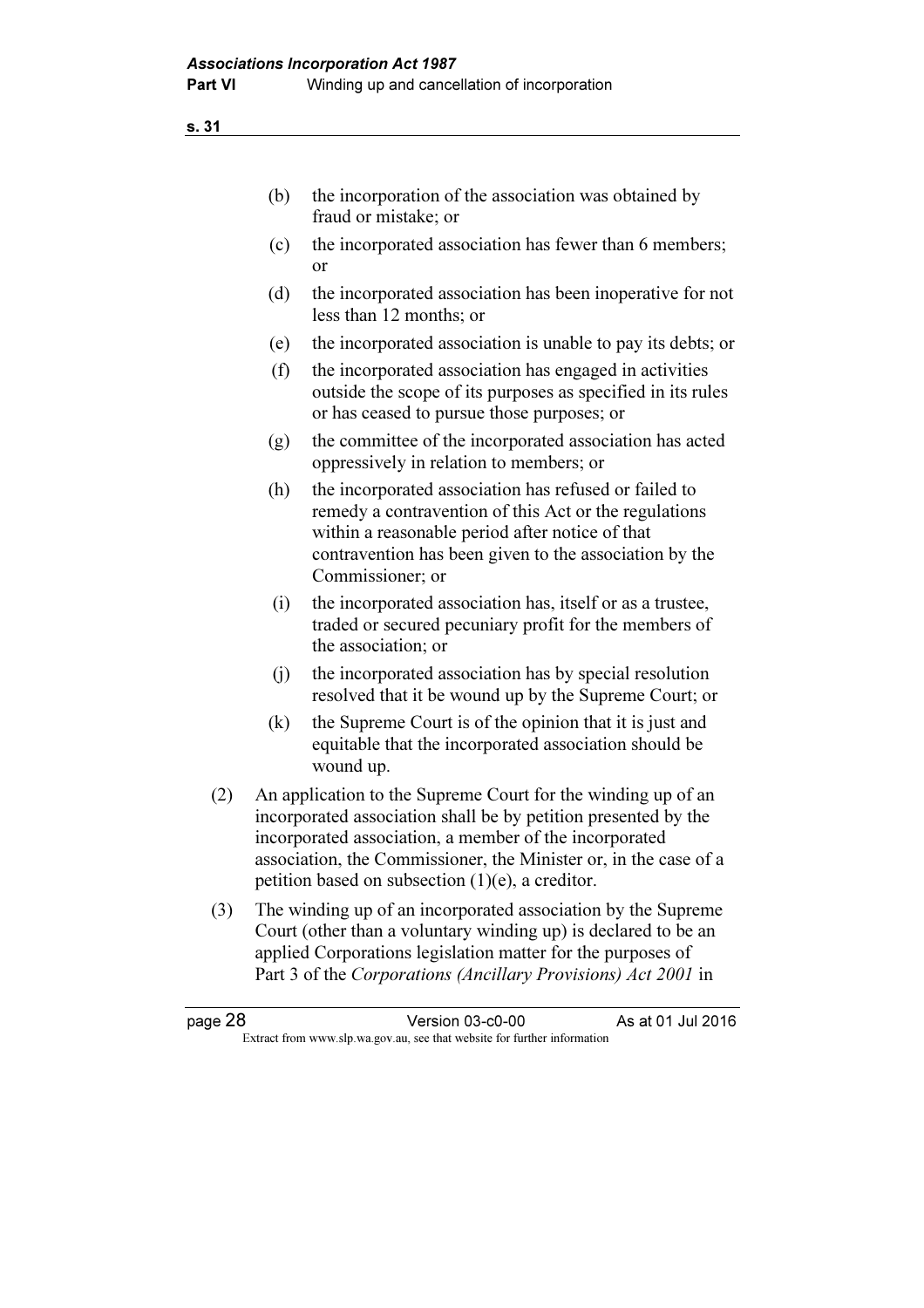(b) the incorporation of the association was obtained by fraud or mistake; or

(c) the incorporated association has fewer than 6 members; or

(d) the incorporated association has been inoperative for not less than 12 months; or

(e) the incorporated association is unable to pay its debts; or

(f) the incorporated association has engaged in activities outside the scope of its purposes as specified in its rules or has ceased to pursue those purposes; or

(g) the committee of the incorporated association has acted oppressively in relation to members; or

(h) the incorporated association has refused or failed to remedy a contravention of this Act or the regulations within a reasonable period after notice of that contravention has been given to the association by the Commissioner; or

(i) the incorporated association has, itself or as a trustee, traded or secured pecuniary profit for the members of the association; or

(j) the incorporated association has by special resolution resolved that it be wound up by the Supreme Court; or

(k) the Supreme Court is of the opinion that it is just and equitable that the incorporated association should be wound up.

(2) An application to the Supreme Court for the winding up of an incorporated association shall be by petition presented by the incorporated association, a member of the incorporated association, the Commissioner, the Minister or, in the case of a petition based on subsection (1)(e), a creditor.

(3) The winding up of an incorporated association by the Supreme Court (other than a voluntary winding up) is declared to be an applied Corporations legislation matter for the purposes of Part 3 of the *Corporations (Ancillary Provisions) Act 2001* in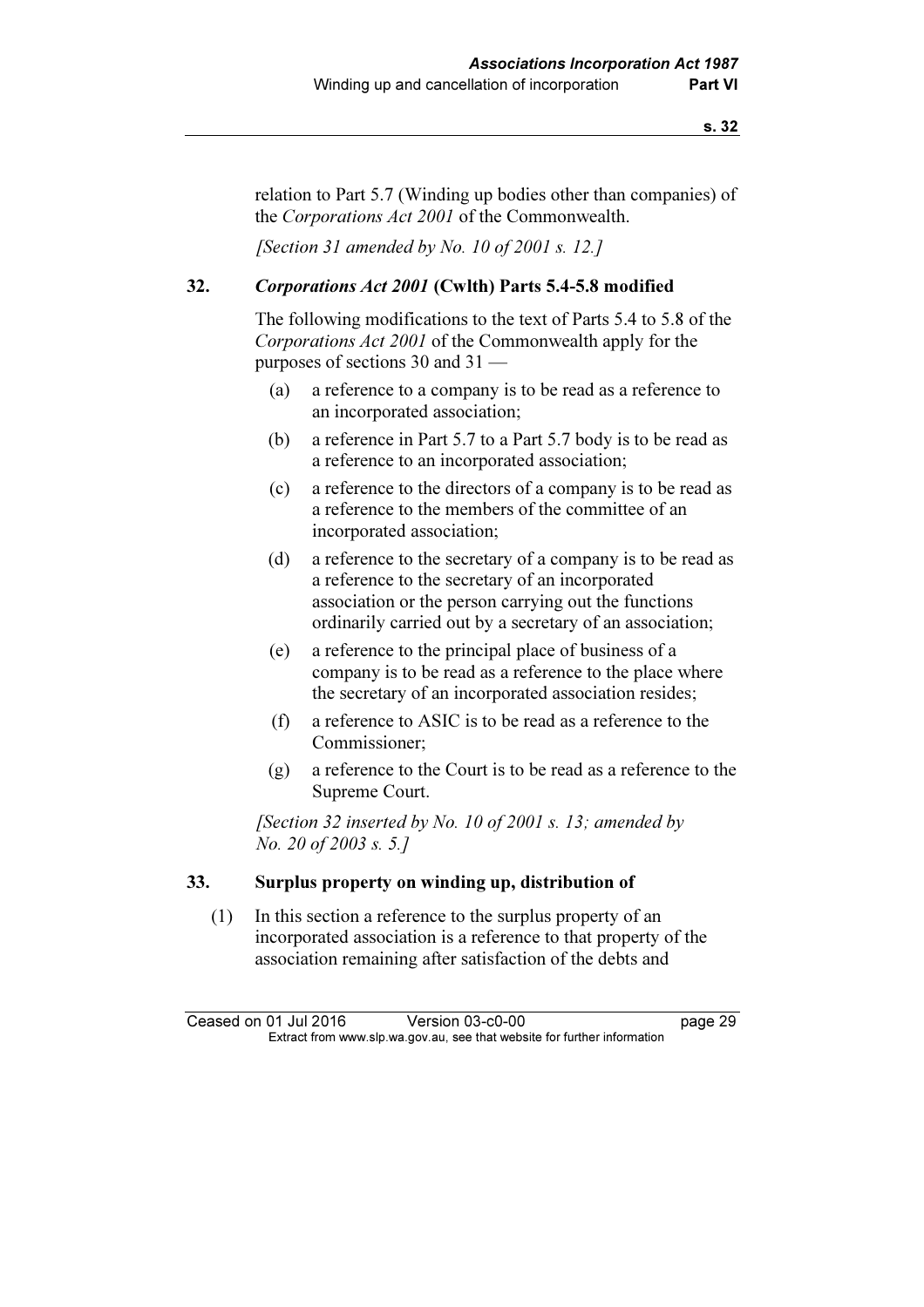relation to Part 5.7 (Winding up bodies other than companies) of the *Corporations Act 2001* of the Commonwealth.

*[Section 31 amended by No. 10 of 2001 s. 12.]*

## 32. *Corporations Act 2001* (Cwlth) Parts 5.4-5.8 modified

The following modifications to the text of Parts 5.4 to 5.8 of the *Corporations Act 2001* of the Commonwealth apply for the purposes of sections 30 and 31 —

(a) a reference to a company is to be read as a reference to an incorporated association;

(b) a reference in Part 5.7 to a Part 5.7 body is to be read as a reference to an incorporated association;

(c) a reference to the directors of a company is to be read as a reference to the members of the committee of an incorporated association;

(d) a reference to the secretary of a company is to be read as a reference to the secretary of an incorporated association or the person carrying out the functions ordinarily carried out by a secretary of an association;

(e) a reference to the principal place of business of a company is to be read as a reference to the place where the secretary of an incorporated association resides;

(f) a reference to ASIC is to be read as a reference to the Commissioner;

(g) a reference to the Court is to be read as a reference to the Supreme Court.

*[Section 32 inserted by No. 10 of 2001 s. 13; amended by No. 20 of 2003 s. 5.]*

## 33. Surplus property on winding up, distribution of

(1) In this section a reference to the surplus property of an incorporated association is a reference to that property of the association remaining after satisfaction of the debts and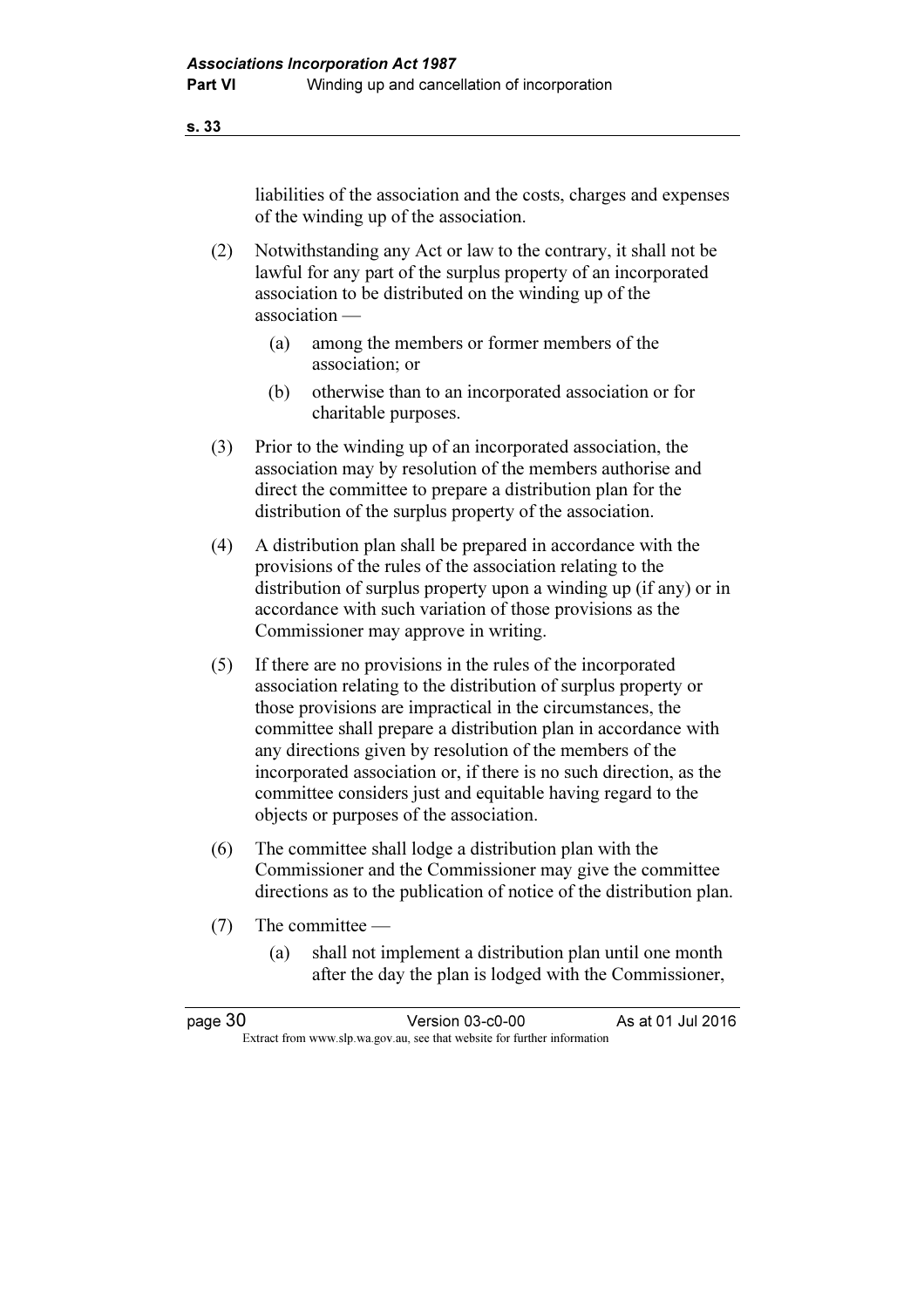liabilities of the association and the costs, charges and expenses of the winding up of the association.

(2) Notwithstanding any Act or law to the contrary, it shall not be lawful for any part of the surplus property of an incorporated association to be distributed on the winding up of the association —

(a) among the members or former members of the association; or

(b) otherwise than to an incorporated association or for charitable purposes.

(3) Prior to the winding up of an incorporated association, the association may by resolution of the members authorise and direct the committee to prepare a distribution plan for the distribution of the surplus property of the association.

(4) A distribution plan shall be prepared in accordance with the provisions of the rules of the association relating to the distribution of surplus property upon a winding up (if any) or in accordance with such variation of those provisions as the Commissioner may approve in writing.

(5) If there are no provisions in the rules of the incorporated association relating to the distribution of surplus property or those provisions are impractical in the circumstances, the committee shall prepare a distribution plan in accordance with any directions given by resolution of the members of the incorporated association or, if there is no such direction, as the committee considers just and equitable having regard to the objects or purposes of the association.

(6) The committee shall lodge a distribution plan with the Commissioner and the Commissioner may give the committee directions as to the publication of notice of the distribution plan.

(7) The committee —

(a) shall not implement a distribution plan until one month after the day the plan is lodged with the Commissioner,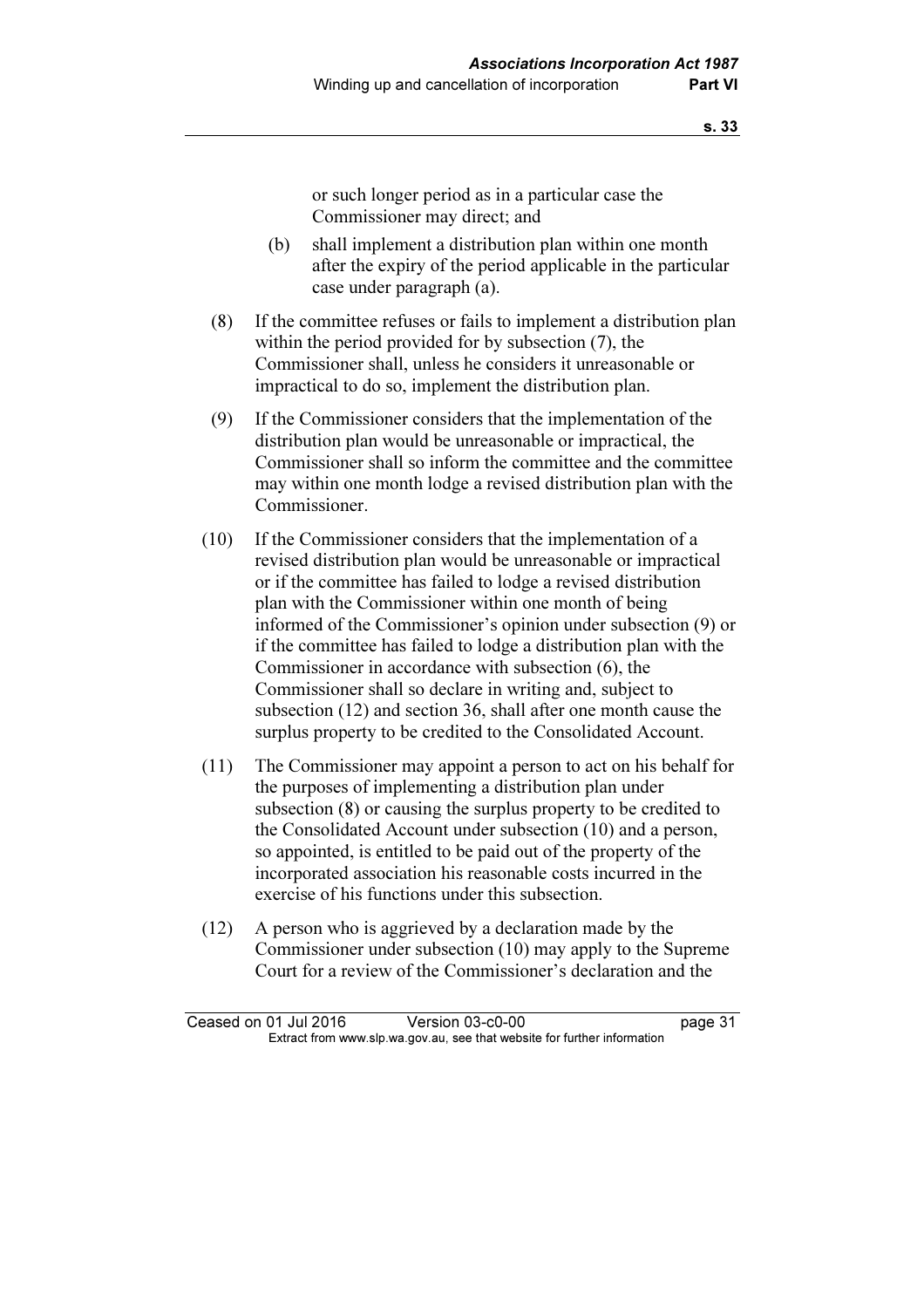or such longer period as in a particular case the Commissioner may direct; and

(b) shall implement a distribution plan within one month after the expiry of the period applicable in the particular case under paragraph (a).

(8) If the committee refuses or fails to implement a distribution plan within the period provided for by subsection (7), the Commissioner shall, unless he considers it unreasonable or impractical to do so, implement the distribution plan.

(9) If the Commissioner considers that the implementation of the distribution plan would be unreasonable or impractical, the Commissioner shall so inform the committee and the committee may within one month lodge a revised distribution plan with the Commissioner.

(10) If the Commissioner considers that the implementation of a revised distribution plan would be unreasonable or impractical or if the committee has failed to lodge a revised distribution plan with the Commissioner within one month of being informed of the Commissioner's opinion under subsection (9) or if the committee has failed to lodge a distribution plan with the Commissioner in accordance with subsection (6), the Commissioner shall so declare in writing and, subject to subsection (12) and section 36, shall after one month cause the surplus property to be credited to the Consolidated Account.

(11) The Commissioner may appoint a person to act on his behalf for the purposes of implementing a distribution plan under subsection (8) or causing the surplus property to be credited to the Consolidated Account under subsection (10) and a person, so appointed, is entitled to be paid out of the property of the incorporated association his reasonable costs incurred in the exercise of his functions under this subsection.

(12) A person who is aggrieved by a declaration made by the Commissioner under subsection (10) may apply to the Supreme Court for a review of the Commissioner's declaration and the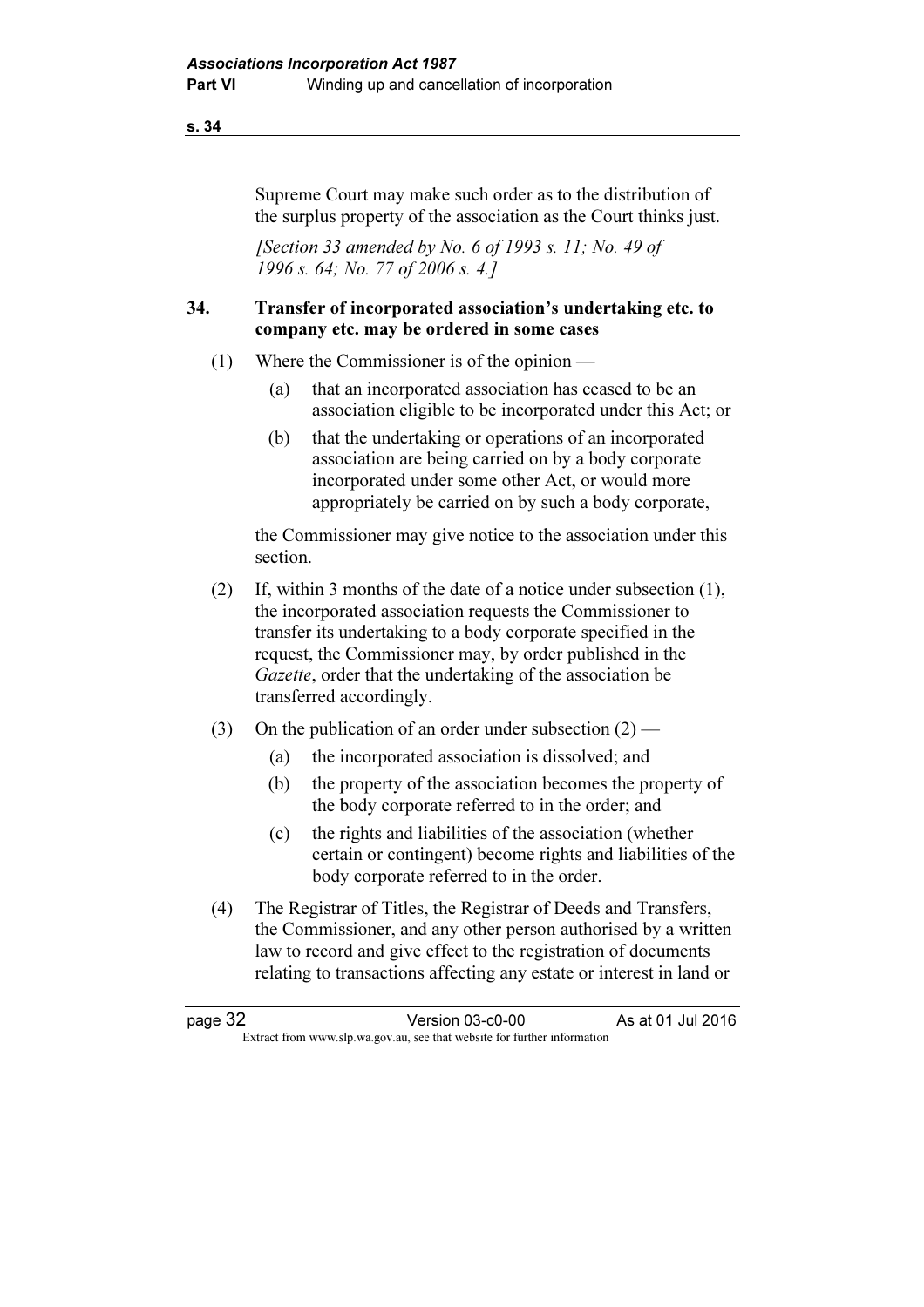Supreme Court may make such order as to the distribution of the surplus property of the association as the Court thinks just.

*[Section 33 amended by No. 6 of 1993 s. 11; No. 49 of 1996 s. 64; No. 77 of 2006 s. 4.]*

### 34. Transfer of incorporated association's undertaking etc. to company etc. may be ordered in some cases

(1) Where the Commissioner is of the opinion —

(a) that an incorporated association has ceased to be an association eligible to be incorporated under this Act; or

(b) that the undertaking or operations of an incorporated association are being carried on by a body corporate incorporated under some other Act, or would more appropriately be carried on by such a body corporate,

the Commissioner may give notice to the association under this section.

(2) If, within 3 months of the date of a notice under subsection (1), the incorporated association requests the Commissioner to transfer its undertaking to a body corporate specified in the request, the Commissioner may, by order published in the *Gazette*, order that the undertaking of the association be transferred accordingly.

(3) On the publication of an order under subsection (2) —

(a) the incorporated association is dissolved; and

(b) the property of the association becomes the property of the body corporate referred to in the order; and

(c) the rights and liabilities of the association (whether certain or contingent) become rights and liabilities of the body corporate referred to in the order.

(4) The Registrar of Titles, the Registrar of Deeds and Transfers, the Commissioner, and any other person authorised by a written law to record and give effect to the registration of documents relating to transactions affecting any estate or interest in land or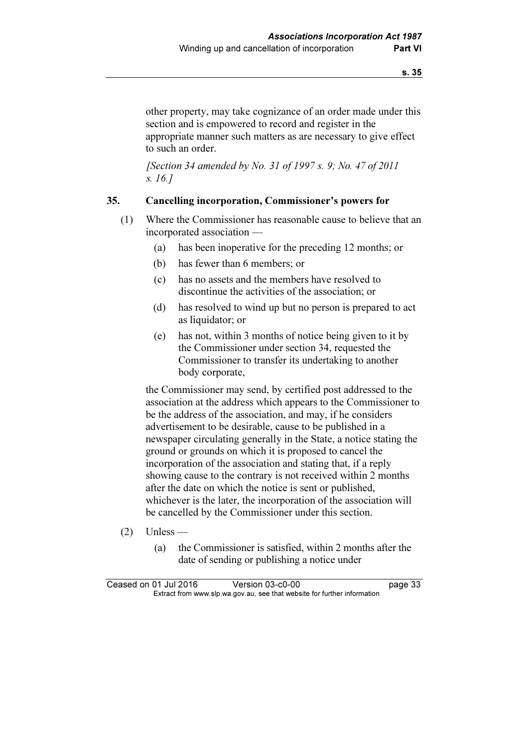other property, may take cognizance of an order made under this section and is empowered to record and register in the appropriate manner such matters as are necessary to give effect to such an order.

*[Section 34 amended by No. 31 of 1997 s. 9; No. 47 of 2011 s. 16.]*

## 35. Cancelling incorporation, Commissioner's powers for

(1) Where the Commissioner has reasonable cause to believe that an incorporated association —

- (a) has been inoperative for the preceding 12 months; or
- (b) has fewer than 6 members; or
- (c) has no assets and the members have resolved to discontinue the activities of the association; or
- (d) has resolved to wind up but no person is prepared to act as liquidator; or
- (e) has not, within 3 months of notice being given to it by the Commissioner under section 34, requested the Commissioner to transfer its undertaking to another body corporate,

the Commissioner may send, by certified post addressed to the association at the address which appears to the Commissioner to be the address of the association, and may, if he considers advertisement to be desirable, cause to be published in a newspaper circulating generally in the State, a notice stating the ground or grounds on which it is proposed to cancel the incorporation of the association and stating that, if a reply showing cause to the contrary is not received within 2 months after the date on which the notice is sent or published, whichever is the later, the incorporation of the association will be cancelled by the Commissioner under this section.

(2) Unless —

- (a) the Commissioner is satisfied, within 2 months after the date of sending or publishing a notice under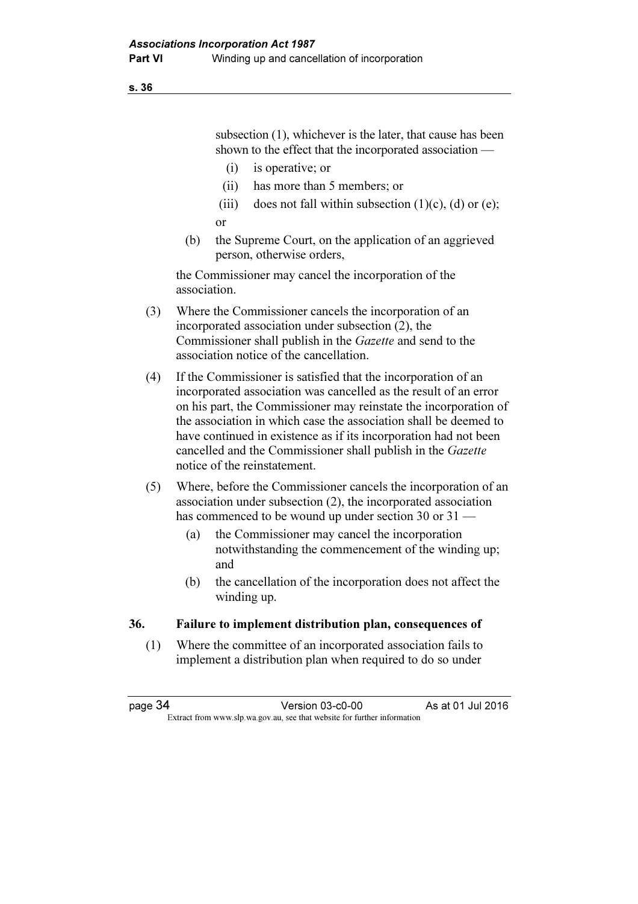subsection (1), whichever is the later, that cause has been shown to the effect that the incorporated association —

(i) is operative; or

(ii) has more than 5 members; or

(iii) does not fall within subsection (1)(c), (d) or (e);

or

(b) the Supreme Court, on the application of an aggrieved person, otherwise orders,

the Commissioner may cancel the incorporation of the association.

(3) Where the Commissioner cancels the incorporation of an incorporated association under subsection (2), the Commissioner shall publish in the *Gazette* and send to the association notice of the cancellation.

(4) If the Commissioner is satisfied that the incorporation of an incorporated association was cancelled as the result of an error on his part, the Commissioner may reinstate the incorporation of the association in which case the association shall be deemed to have continued in existence as if its incorporation had not been cancelled and the Commissioner shall publish in the *Gazette* notice of the reinstatement.

(5) Where, before the Commissioner cancels the incorporation of an association under subsection (2), the incorporated association has commenced to be wound up under section 30 or 31 —

(a) the Commissioner may cancel the incorporation notwithstanding the commencement of the winding up; and

(b) the cancellation of the incorporation does not affect the winding up.

## 36. Failure to implement distribution plan, consequences of

(1) Where the committee of an incorporated association fails to implement a distribution plan when required to do so under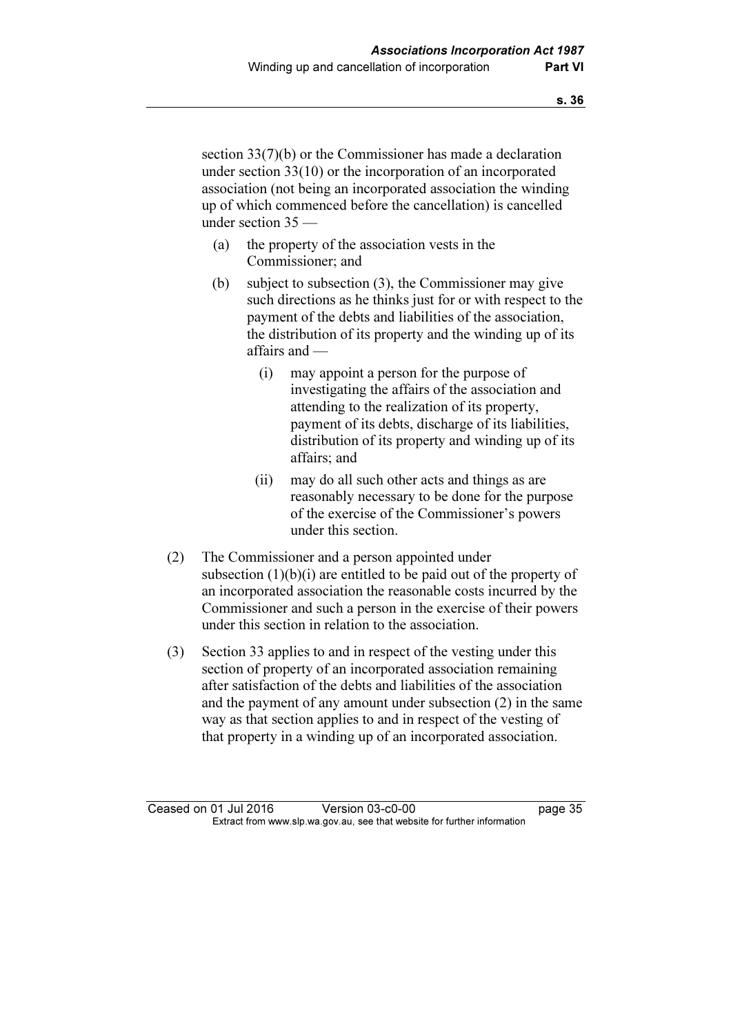section 33(7)(b) or the Commissioner has made a declaration under section 33(10) or the incorporation of an incorporated association (not being an incorporated association the winding up of which commenced before the cancellation) is cancelled under section 35 —

(a) the property of the association vests in the Commissioner; and

(b) subject to subsection (3), the Commissioner may give such directions as he thinks just for or with respect to the payment of the debts and liabilities of the association, the distribution of its property and the winding up of its affairs and —

   (i) may appoint a person for the purpose of investigating the affairs of the association and attending to the realization of its property, payment of its debts, discharge of its liabilities, distribution of its property and winding up of its affairs; and

   (ii) may do all such other acts and things as are reasonably necessary to be done for the purpose of the exercise of the Commissioner's powers under this section.

(2) The Commissioner and a person appointed under subsection (1)(b)(i) are entitled to be paid out of the property of an incorporated association the reasonable costs incurred by the Commissioner and such a person in the exercise of their powers under this section in relation to the association.

(3) Section 33 applies to and in respect of the vesting under this section of property of an incorporated association remaining after satisfaction of the debts and liabilities of the association and the payment of any amount under subsection (2) in the same way as that section applies to and in respect of the vesting of that property in a winding up of an incorporated association.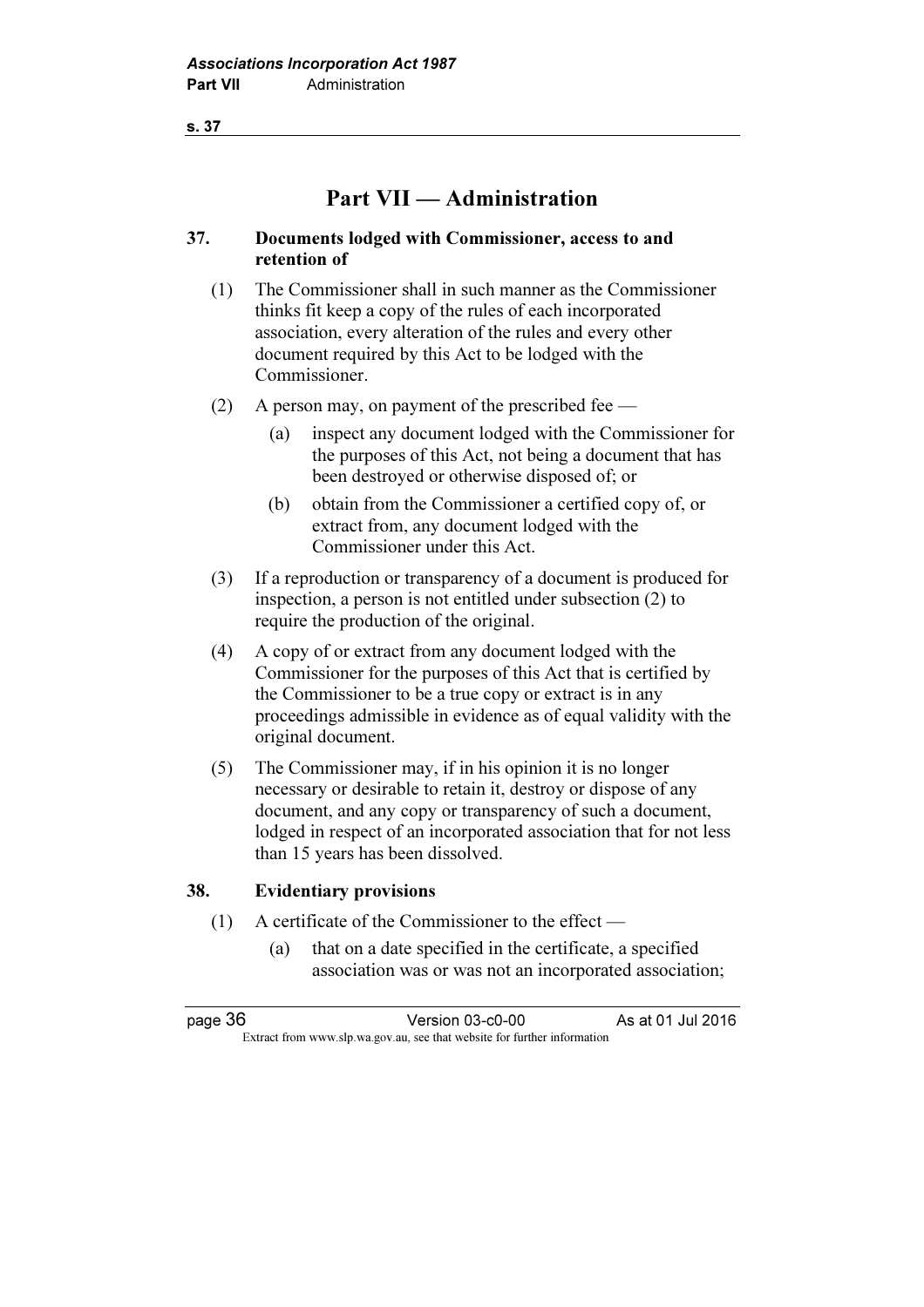# Part VII — Administration

### 37. Documents lodged with Commissioner, access to and retention of

(1) The Commissioner shall in such manner as the Commissioner thinks fit keep a copy of the rules of each incorporated association, every alteration of the rules and every other document required by this Act to be lodged with the Commissioner.

(2) A person may, on payment of the prescribed fee —

- (a) inspect any document lodged with the Commissioner for the purposes of this Act, not being a document that has been destroyed or otherwise disposed of; or
- (b) obtain from the Commissioner a certified copy of, or extract from, any document lodged with the Commissioner under this Act.

(3) If a reproduction or transparency of a document is produced for inspection, a person is not entitled under subsection (2) to require the production of the original.

(4) A copy of or extract from any document lodged with the Commissioner for the purposes of this Act that is certified by the Commissioner to be a true copy or extract is in any proceedings admissible in evidence as of equal validity with the original document.

(5) The Commissioner may, if in his opinion it is no longer necessary or desirable to retain it, destroy or dispose of any document, and any copy or transparency of such a document, lodged in respect of an incorporated association that for not less than 15 years has been dissolved.

### 38. Evidentiary provisions

(1) A certificate of the Commissioner to the effect —

- (a) that on a date specified in the certificate, a specified association was or was not an incorporated association;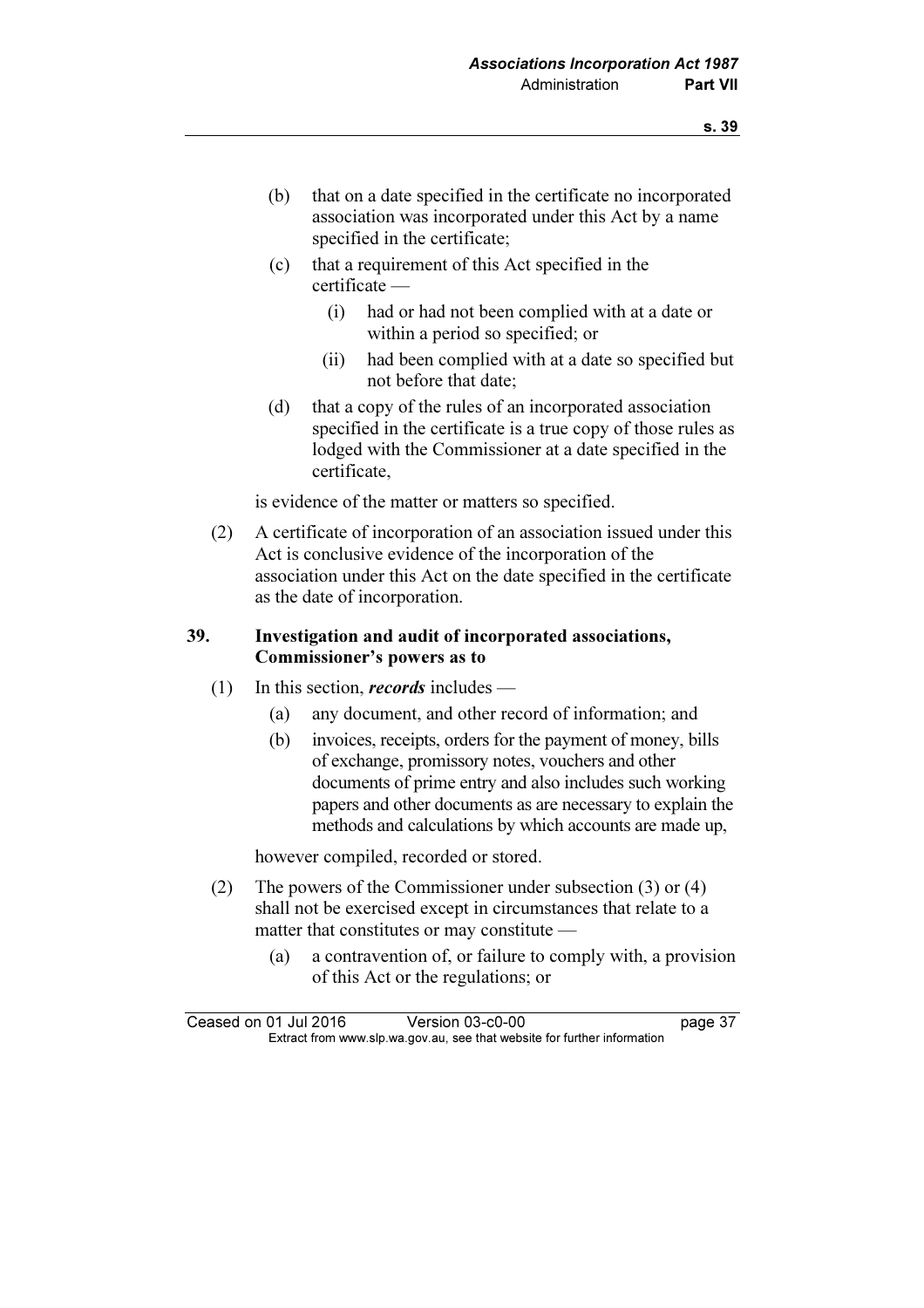(b) that on a date specified in the certificate no incorporated association was incorporated under this Act by a name specified in the certificate;

(c) that a requirement of this Act specified in the certificate —

(i) had or had not been complied with at a date or within a period so specified; or

(ii) had been complied with at a date so specified but not before that date;

(d) that a copy of the rules of an incorporated association specified in the certificate is a true copy of those rules as lodged with the Commissioner at a date specified in the certificate,

is evidence of the matter or matters so specified.

(2) A certificate of incorporation of an association issued under this Act is conclusive evidence of the incorporation of the association under this Act on the date specified in the certificate as the date of incorporation.

### 39. Investigation and audit of incorporated associations, Commissioner's powers as to

(1) In this section, ***records*** includes —

(a) any document, and other record of information; and

(b) invoices, receipts, orders for the payment of money, bills of exchange, promissory notes, vouchers and other documents of prime entry and also includes such working papers and other documents as are necessary to explain the methods and calculations by which accounts are made up,

however compiled, recorded or stored.

(2) The powers of the Commissioner under subsection (3) or (4) shall not be exercised except in circumstances that relate to a matter that constitutes or may constitute —

(a) a contravention of, or failure to comply with, a provision of this Act or the regulations; or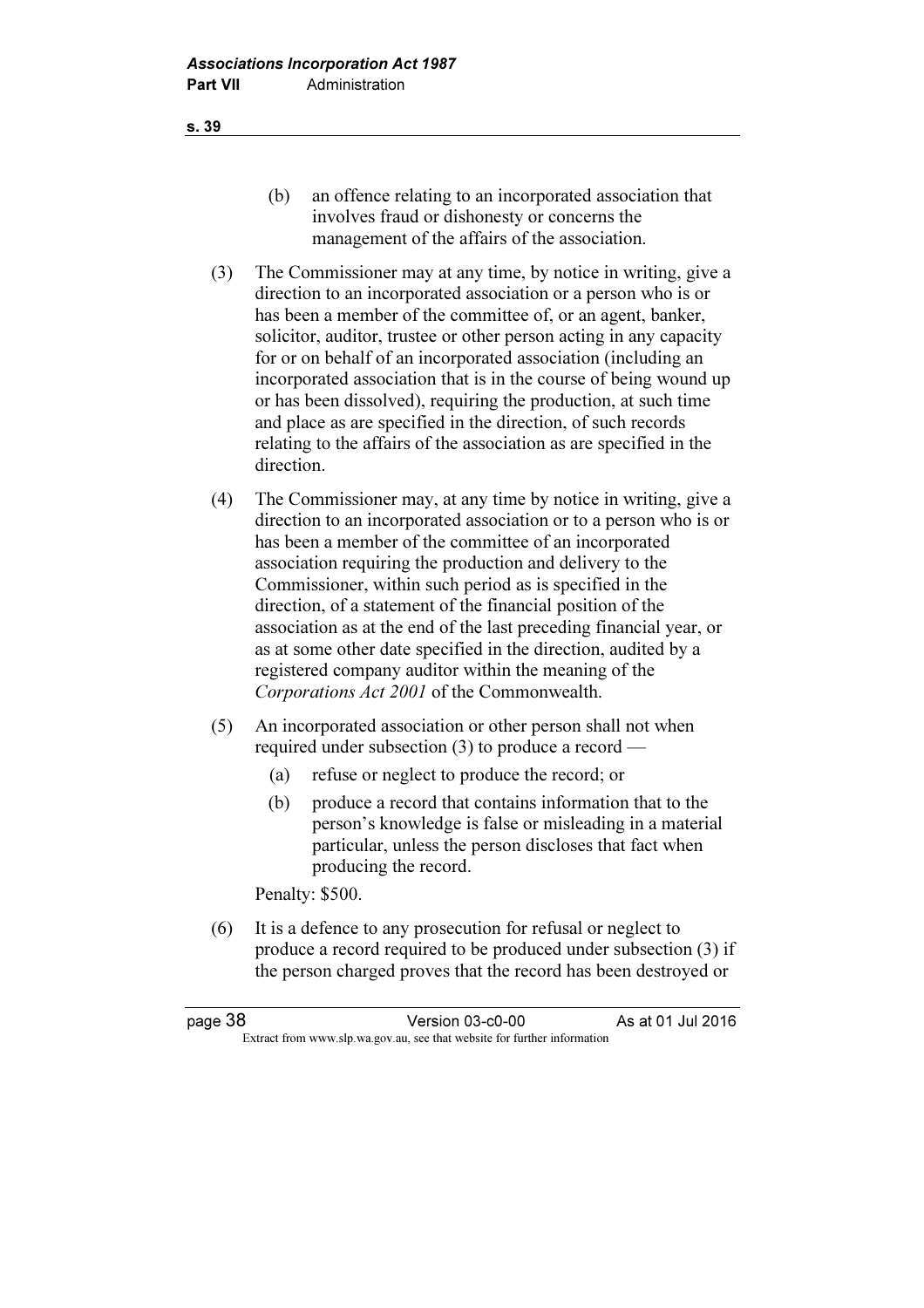(b) an offence relating to an incorporated association that involves fraud or dishonesty or concerns the management of the affairs of the association.

(3) The Commissioner may at any time, by notice in writing, give a direction to an incorporated association or a person who is or has been a member of the committee of, or an agent, banker, solicitor, auditor, trustee or other person acting in any capacity for or on behalf of an incorporated association (including an incorporated association that is in the course of being wound up or has been dissolved), requiring the production, at such time and place as are specified in the direction, of such records relating to the affairs of the association as are specified in the direction.

(4) The Commissioner may, at any time by notice in writing, give a direction to an incorporated association or to a person who is or has been a member of the committee of an incorporated association requiring the production and delivery to the Commissioner, within such period as is specified in the direction, of a statement of the financial position of the association as at the end of the last preceding financial year, or as at some other date specified in the direction, audited by a registered company auditor within the meaning of the *Corporations Act 2001* of the Commonwealth.

(5) An incorporated association or other person shall not when required under subsection (3) to produce a record —

(a) refuse or neglect to produce the record; or

(b) produce a record that contains information that to the person's knowledge is false or misleading in a material particular, unless the person discloses that fact when producing the record.

Penalty: $500.

(6) It is a defence to any prosecution for refusal or neglect to produce a record required to be produced under subsection (3) if the person charged proves that the record has been destroyed or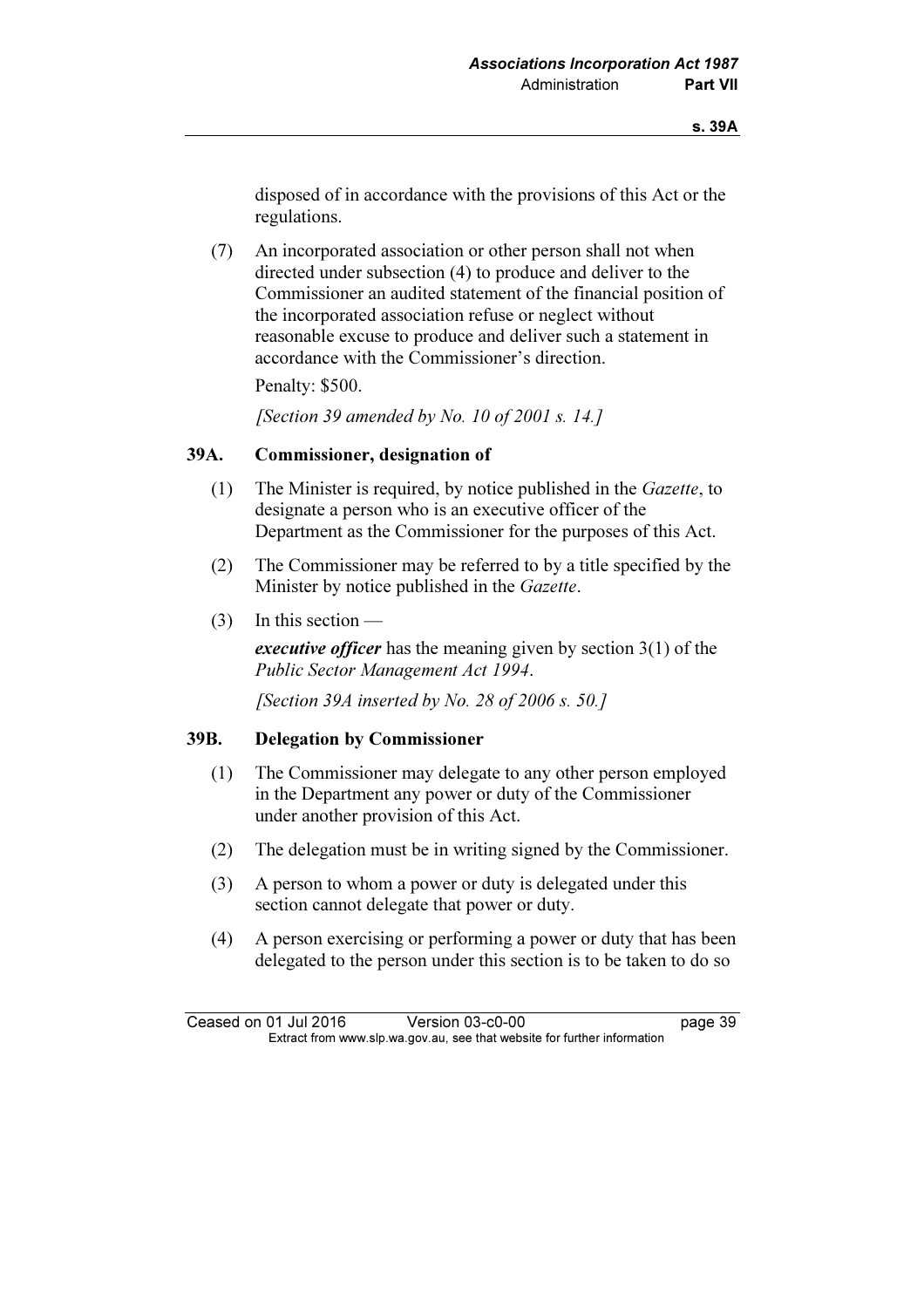disposed of in accordance with the provisions of this Act or the regulations.

(7) An incorporated association or other person shall not when directed under subsection (4) to produce and deliver to the Commissioner an audited statement of the financial position of the incorporated association refuse or neglect without reasonable excuse to produce and deliver such a statement in accordance with the Commissioner's direction.

Penalty: $500.

*[Section 39 amended by No. 10 of 2001 s. 14.]*

### 39A. Commissioner, designation of

(1) The Minister is required, by notice published in the *Gazette*, to designate a person who is an executive officer of the Department as the Commissioner for the purposes of this Act.

(2) The Commissioner may be referred to by a title specified by the Minister by notice published in the *Gazette*.

(3) In this section —

***executive officer*** has the meaning given by section 3(1) of the *Public Sector Management Act 1994*.

*[Section 39A inserted by No. 28 of 2006 s. 50.]*

### 39B. Delegation by Commissioner

(1) The Commissioner may delegate to any other person employed in the Department any power or duty of the Commissioner under another provision of this Act.

(2) The delegation must be in writing signed by the Commissioner.

(3) A person to whom a power or duty is delegated under this section cannot delegate that power or duty.

(4) A person exercising or performing a power or duty that has been delegated to the person under this section is to be taken to do so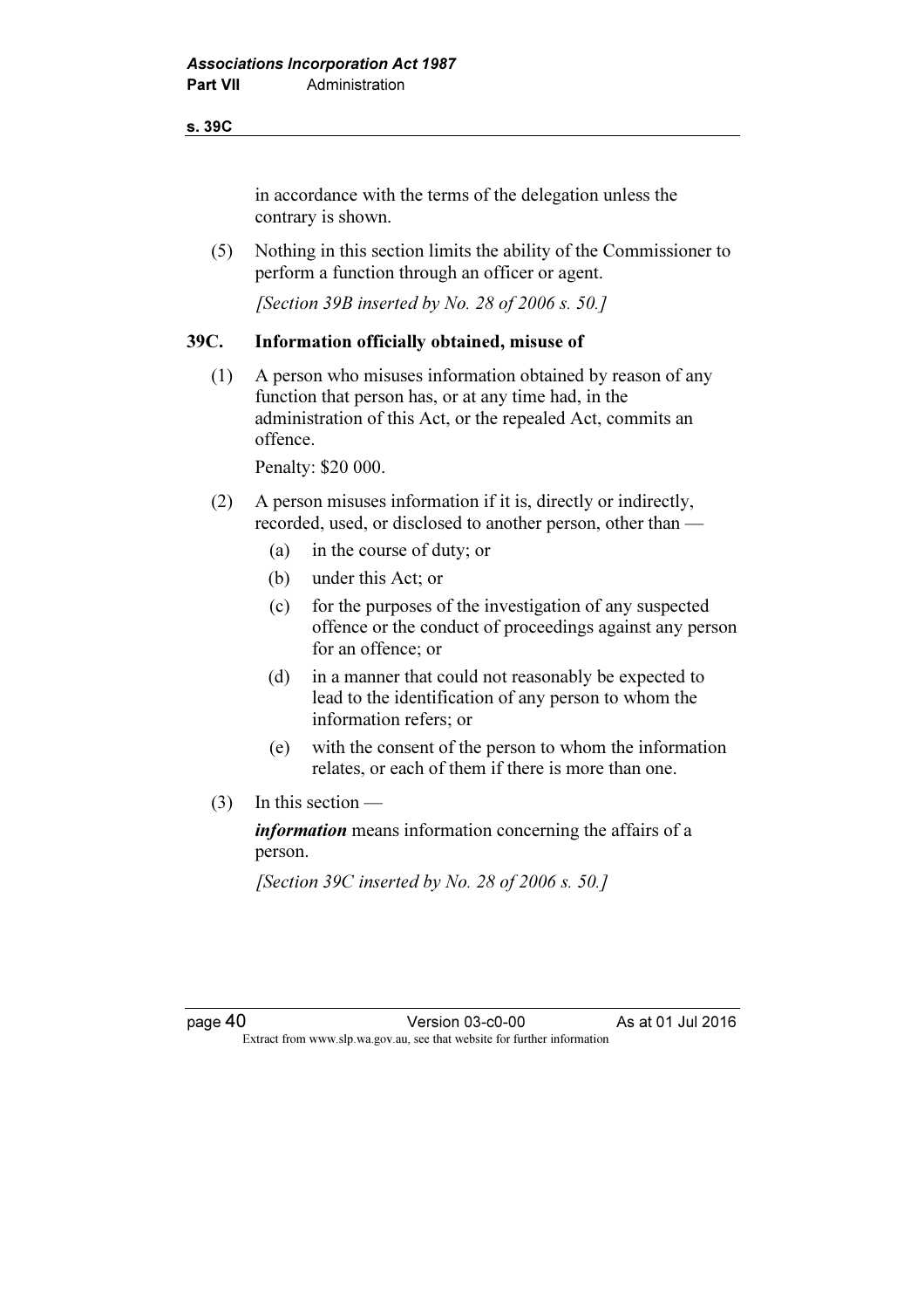in accordance with the terms of the delegation unless the contrary is shown.

(5) Nothing in this section limits the ability of the Commissioner to perform a function through an officer or agent.

*[Section 39B inserted by No. 28 of 2006 s. 50.]*

### 39C. Information officially obtained, misuse of

(1) A person who misuses information obtained by reason of any function that person has, or at any time had, in the administration of this Act, or the repealed Act, commits an offence.

Penalty: $20 000.

(2) A person misuses information if it is, directly or indirectly, recorded, used, or disclosed to another person, other than —

- (a) in the course of duty; or
- (b) under this Act; or
- (c) for the purposes of the investigation of any suspected offence or the conduct of proceedings against any person for an offence; or
- (d) in a manner that could not reasonably be expected to lead to the identification of any person to whom the information refers; or
- (e) with the consent of the person to whom the information relates, or each of them if there is more than one.

(3) In this section —

***information*** means information concerning the affairs of a person.

*[Section 39C inserted by No. 28 of 2006 s. 50.]*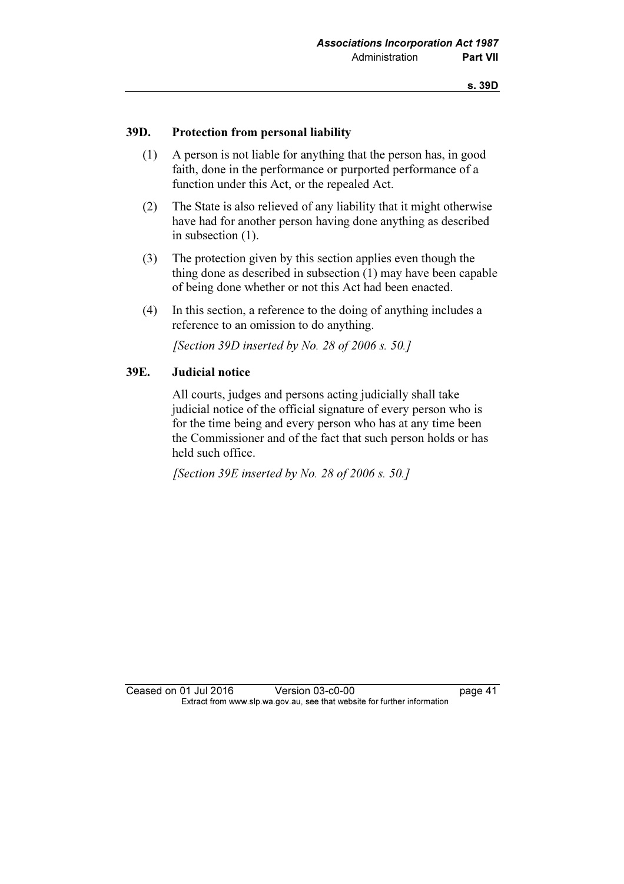### 39D. Protection from personal liability

(1) A person is not liable for anything that the person has, in good faith, done in the performance or purported performance of a function under this Act, or the repealed Act.

(2) The State is also relieved of any liability that it might otherwise have had for another person having done anything as described in subsection (1).

(3) The protection given by this section applies even though the thing done as described in subsection (1) may have been capable of being done whether or not this Act had been enacted.

(4) In this section, a reference to the doing of anything includes a reference to an omission to do anything.

*[Section 39D inserted by No. 28 of 2006 s. 50.]*

### 39E. Judicial notice

All courts, judges and persons acting judicially shall take judicial notice of the official signature of every person who is for the time being and every person who has at any time been the Commissioner and of the fact that such person holds or has held such office.

*[Section 39E inserted by No. 28 of 2006 s. 50.]*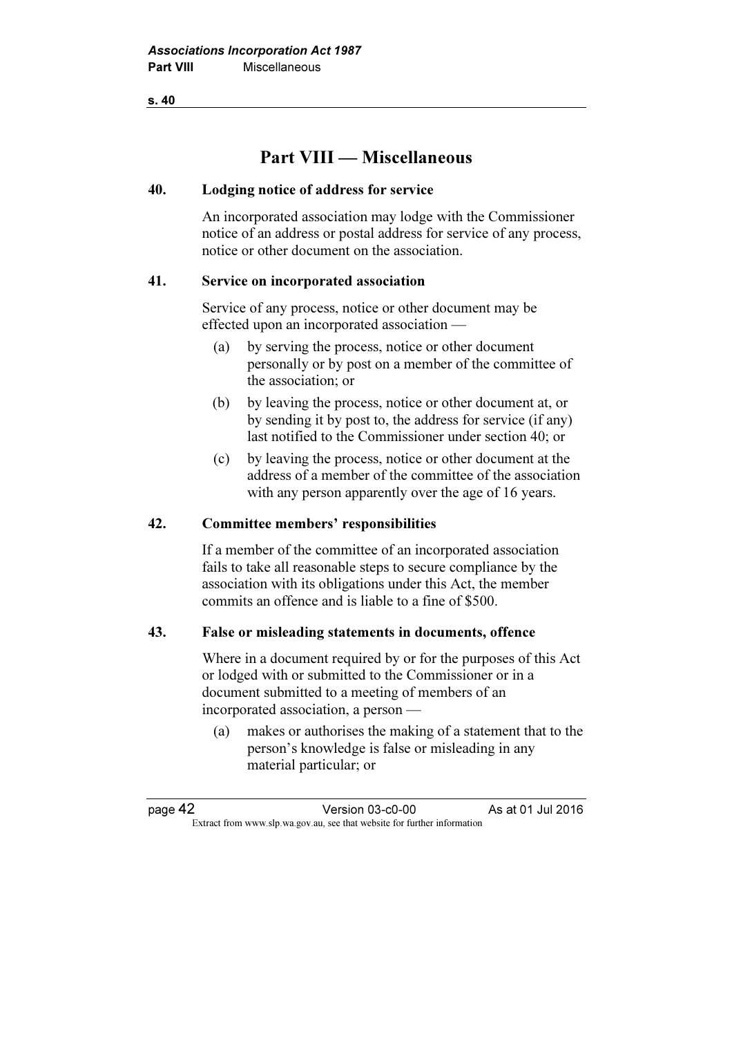# Part VIII — Miscellaneous

### 40. Lodging notice of address for service

An incorporated association may lodge with the Commissioner notice of an address or postal address for service of any process, notice or other document on the association.

### 41. Service on incorporated association

Service of any process, notice or other document may be effected upon an incorporated association —

(a) by serving the process, notice or other document personally or by post on a member of the committee of the association; or

(b) by leaving the process, notice or other document at, or by sending it by post to, the address for service (if any) last notified to the Commissioner under section 40; or

(c) by leaving the process, notice or other document at the address of a member of the committee of the association with any person apparently over the age of 16 years.

### 42. Committee members' responsibilities

If a member of the committee of an incorporated association fails to take all reasonable steps to secure compliance by the association with its obligations under this Act, the member commits an offence and is liable to a fine of $500.

### 43. False or misleading statements in documents, offence

Where in a document required by or for the purposes of this Act or lodged with or submitted to the Commissioner or in a document submitted to a meeting of members of an incorporated association, a person —

(a) makes or authorises the making of a statement that to the person's knowledge is false or misleading in any material particular; or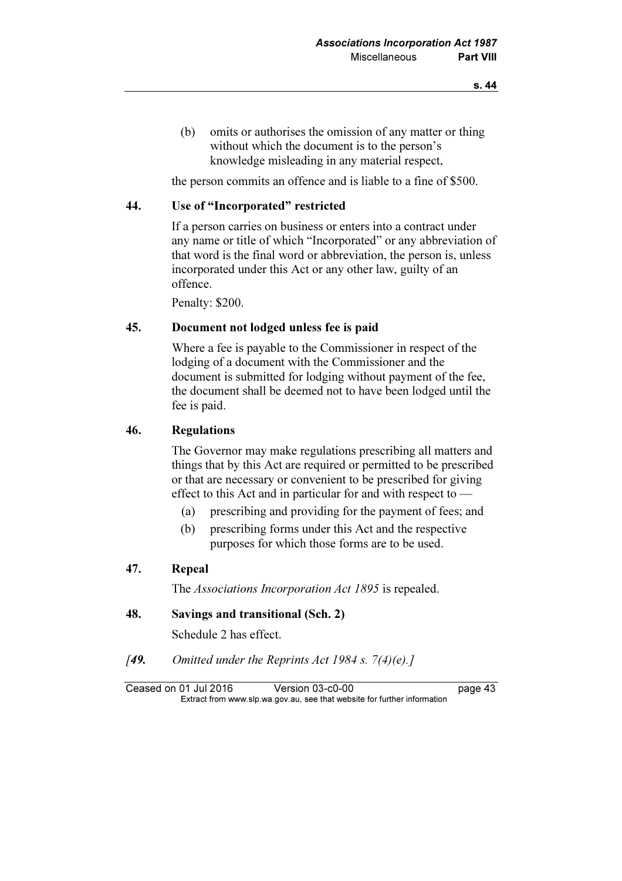(b) omits or authorises the omission of any matter or thing without which the document is to the person's knowledge misleading in any material respect,

the person commits an offence and is liable to a fine of $500.

### 44. Use of "Incorporated" restricted

If a person carries on business or enters into a contract under any name or title of which "Incorporated" or any abbreviation of that word is the final word or abbreviation, the person is, unless incorporated under this Act or any other law, guilty of an offence.

Penalty: $200.

### 45. Document not lodged unless fee is paid

Where a fee is payable to the Commissioner in respect of the lodging of a document with the Commissioner and the document is submitted for lodging without payment of the fee, the document shall be deemed not to have been lodged until the fee is paid.

### 46. Regulations

The Governor may make regulations prescribing all matters and things that by this Act are required or permitted to be prescribed or that are necessary or convenient to be prescribed for giving effect to this Act and in particular for and with respect to —

(a) prescribing and providing for the payment of fees; and

(b) prescribing forms under this Act and the respective purposes for which those forms are to be used.

### 47. Repeal

The *Associations Incorporation Act 1895* is repealed.

### 48. Savings and transitional (Sch. 2)

Schedule 2 has effect.

*[**49.** Omitted under the Reprints Act 1984 s. 7(4)(e).]*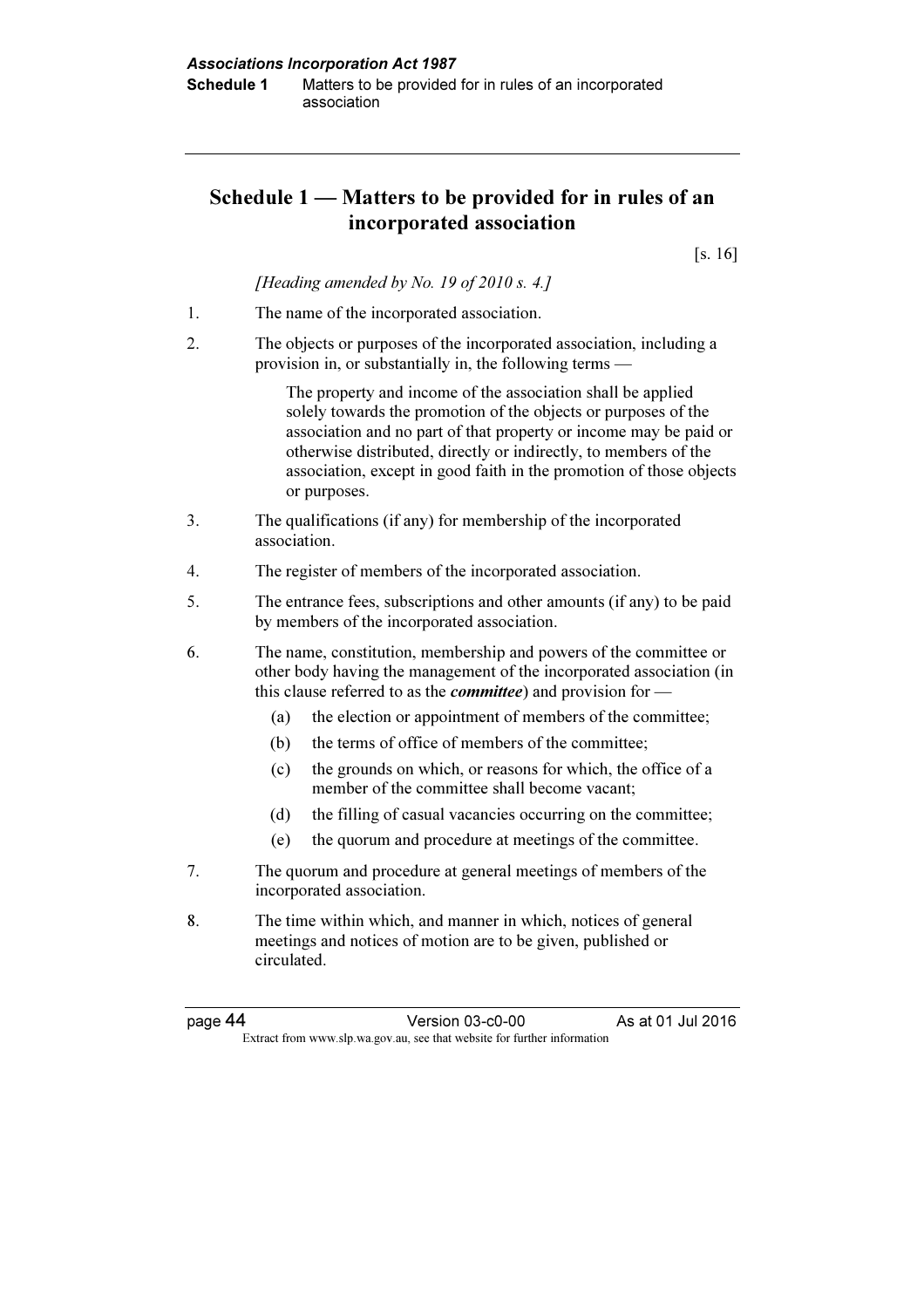# Schedule 1 — Matters to be provided for in rules of an incorporated association

[s. 16]

*[Heading amended by No. 19 of 2010 s. 4.]*

1. The name of the incorporated association.

2. The objects or purposes of the incorporated association, including a provision in, or substantially in, the following terms —

   > The property and income of the association shall be applied solely towards the promotion of the objects or purposes of the association and no part of that property or income may be paid or otherwise distributed, directly or indirectly, to members of the association, except in good faith in the promotion of those objects or purposes.

3. The qualifications (if any) for membership of the incorporated association.

4. The register of members of the incorporated association.

5. The entrance fees, subscriptions and other amounts (if any) to be paid by members of the incorporated association.

6. The name, constitution, membership and powers of the committee or other body having the management of the incorporated association (in this clause referred to as the ***committee***) and provision for —

   (a) the election or appointment of members of the committee;

   (b) the terms of office of members of the committee;

   (c) the grounds on which, or reasons for which, the office of a member of the committee shall become vacant;

   (d) the filling of casual vacancies occurring on the committee;

   (e) the quorum and procedure at meetings of the committee.

7. The quorum and procedure at general meetings of members of the incorporated association.

8. The time within which, and manner in which, notices of general meetings and notices of motion are to be given, published or circulated.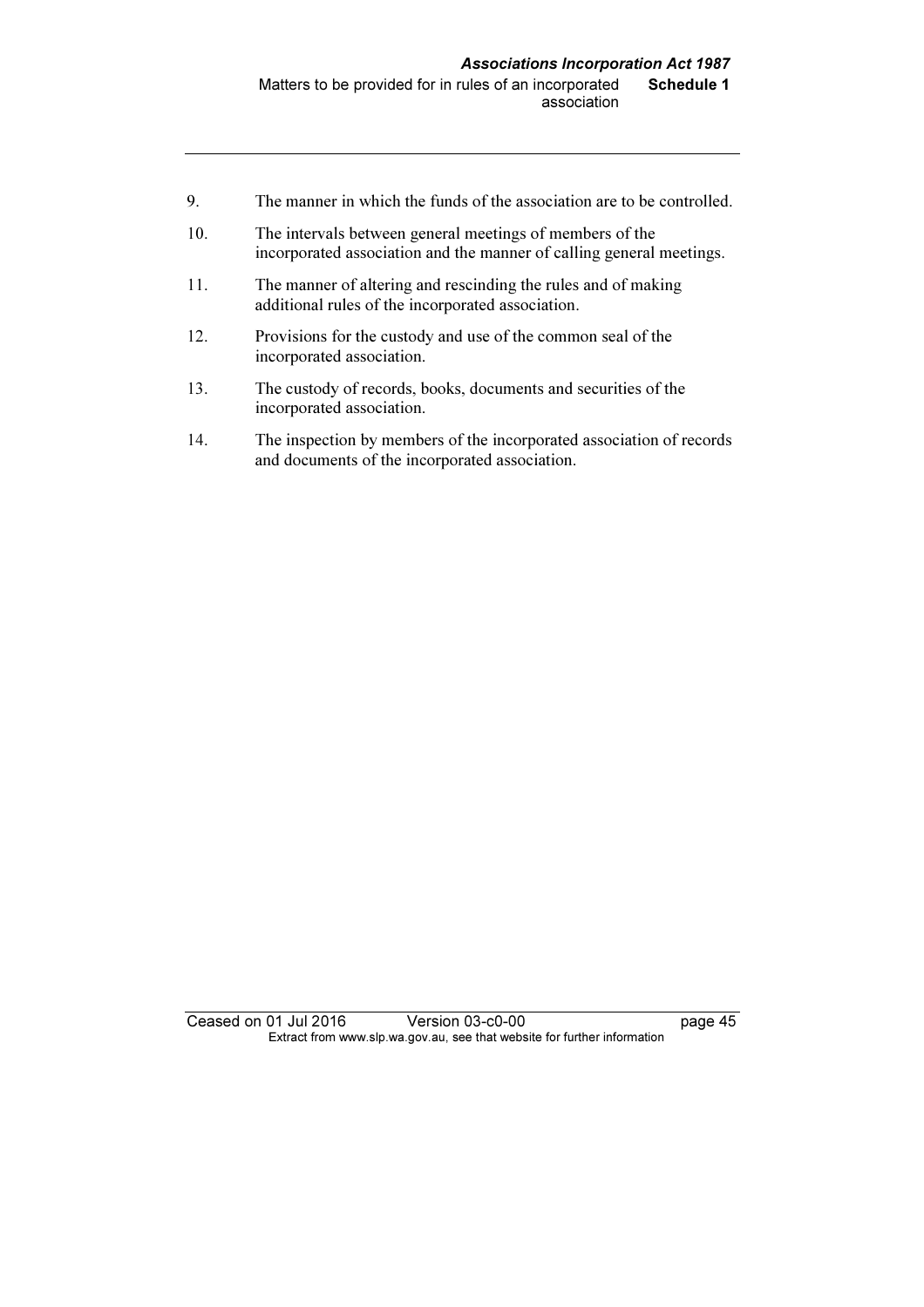9. The manner in which the funds of the association are to be controlled.

10. The intervals between general meetings of members of the incorporated association and the manner of calling general meetings.

11. The manner of altering and rescinding the rules and of making additional rules of the incorporated association.

12. Provisions for the custody and use of the common seal of the incorporated association.

13. The custody of records, books, documents and securities of the incorporated association.

14. The inspection by members of the incorporated association of records and documents of the incorporated association.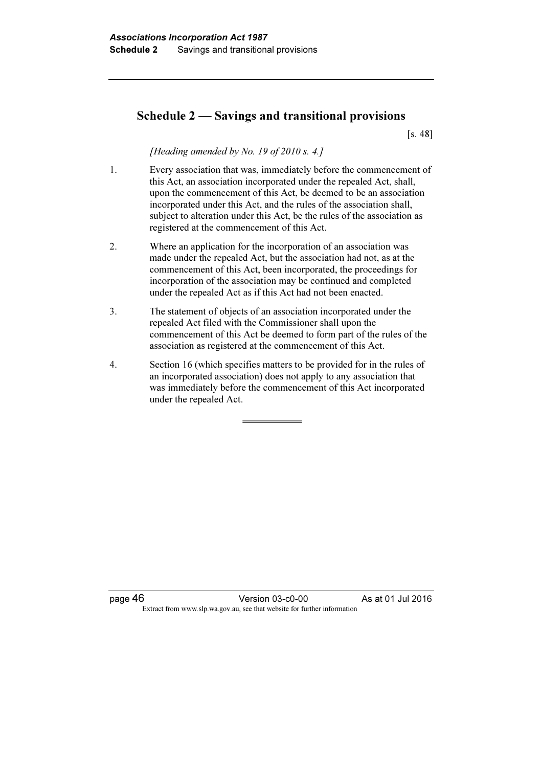# Schedule 2 — Savings and transitional provisions

[s. 48]

*[Heading amended by No. 19 of 2010 s. 4.]*

1. Every association that was, immediately before the commencement of this Act, an association incorporated under the repealed Act, shall, upon the commencement of this Act, be deemed to be an association incorporated under this Act, and the rules of the association shall, subject to alteration under this Act, be the rules of the association as registered at the commencement of this Act.

2. Where an application for the incorporation of an association was made under the repealed Act, but the association had not, as at the commencement of this Act, been incorporated, the proceedings for incorporation of the association may be continued and completed under the repealed Act as if this Act had not been enacted.

3. The statement of objects of an association incorporated under the repealed Act filed with the Commissioner shall upon the commencement of this Act be deemed to form part of the rules of the association as registered at the commencement of this Act.

4. Section 16 (which specifies matters to be provided for in the rules of an incorporated association) does not apply to any association that was immediately before the commencement of this Act incorporated under the repealed Act.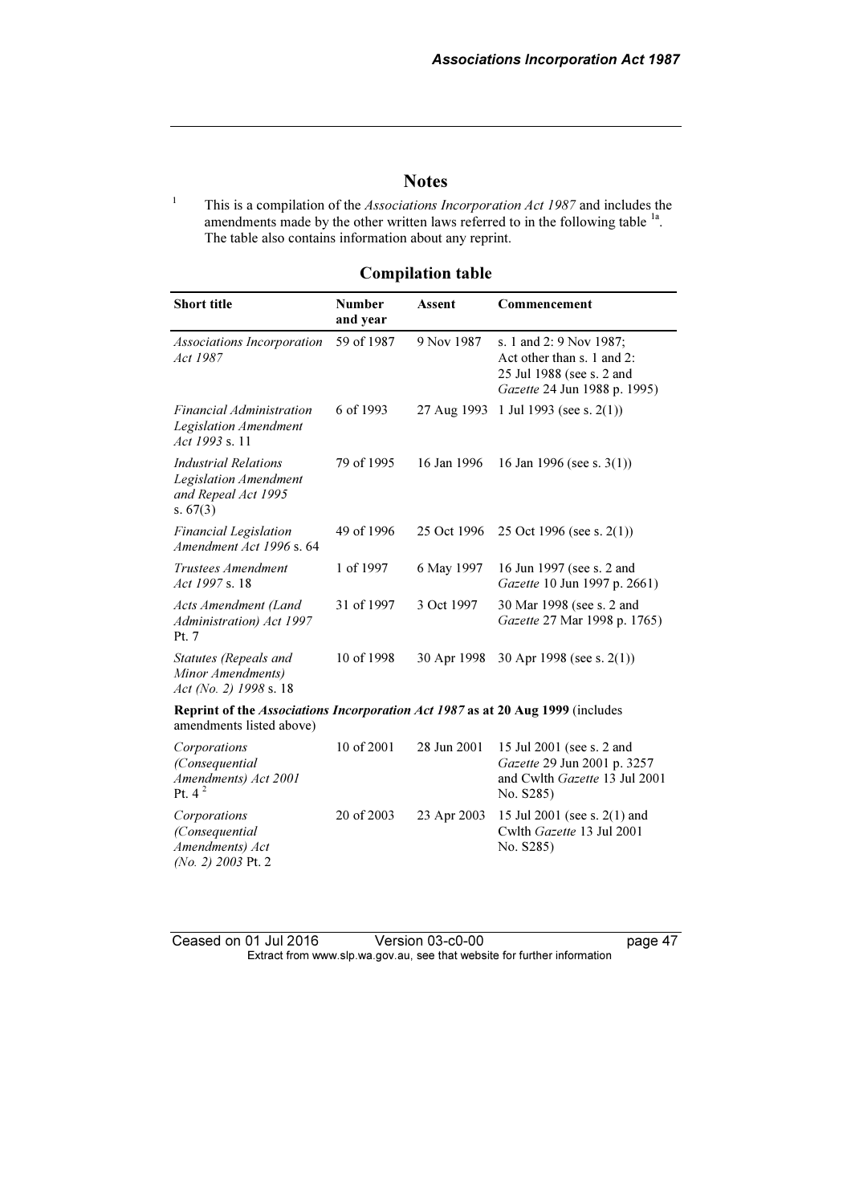## Notes

[1] This is a compilation of the *Associations Incorporation Act 1987* and includes the amendments made by the other written laws referred to in the following table [1a]. The table also contains information about any reprint.

### Compilation table

| Short title | Number and year | Assent | Commencement |
|---|---|---|---|
| *Associations Incorporation Act 1987* | 59 of 1987 | 9 Nov 1987 | s. 1 and 2: 9 Nov 1987; Act other than s. 1 and 2: 25 Jul 1988 (see s. 2 and *Gazette* 24 Jun 1988 p. 1995) |
| *Financial Administration Legislation Amendment Act 1993* s. 11 | 6 of 1993 | 27 Aug 1993 | 1 Jul 1993 (see s. 2(1)) |
| *Industrial Relations Legislation Amendment and Repeal Act 1995* s. 67(3) | 79 of 1995 | 16 Jan 1996 | 16 Jan 1996 (see s. 3(1)) |
| *Financial Legislation Amendment Act 1996* s. 64 | 49 of 1996 | 25 Oct 1996 | 25 Oct 1996 (see s. 2(1)) |
| *Trustees Amendment Act 1997* s. 18 | 1 of 1997 | 6 May 1997 | 16 Jun 1997 (see s. 2 and *Gazette* 10 Jun 1997 p. 2661) |
| *Acts Amendment (Land Administration) Act 1997* Pt. 7 | 31 of 1997 | 3 Oct 1997 | 30 Mar 1998 (see s. 2 and *Gazette* 27 Mar 1998 p. 1765) |
| *Statutes (Repeals and Minor Amendments) Act (No. 2) 1998* s. 18 | 10 of 1998 | 30 Apr 1998 | 30 Apr 1998 (see s. 2(1)) |
| **Reprint of the *Associations Incorporation Act 1987* as at 20 Aug 1999** (includes amendments listed above) | | | |
| *Corporations (Consequential Amendments) Act 2001* Pt. 4 [2] | 10 of 2001 | 28 Jun 2001 | 15 Jul 2001 (see s. 2 and *Gazette* 29 Jun 2001 p. 3257 and Cwlth *Gazette* 13 Jul 2001 No. S285) |
| *Corporations (Consequential Amendments) Act (No. 2) 2003* Pt. 2 | 20 of 2003 | 23 Apr 2003 | 15 Jul 2001 (see s. 2(1) and Cwlth *Gazette* 13 Jul 2001 No. S285) |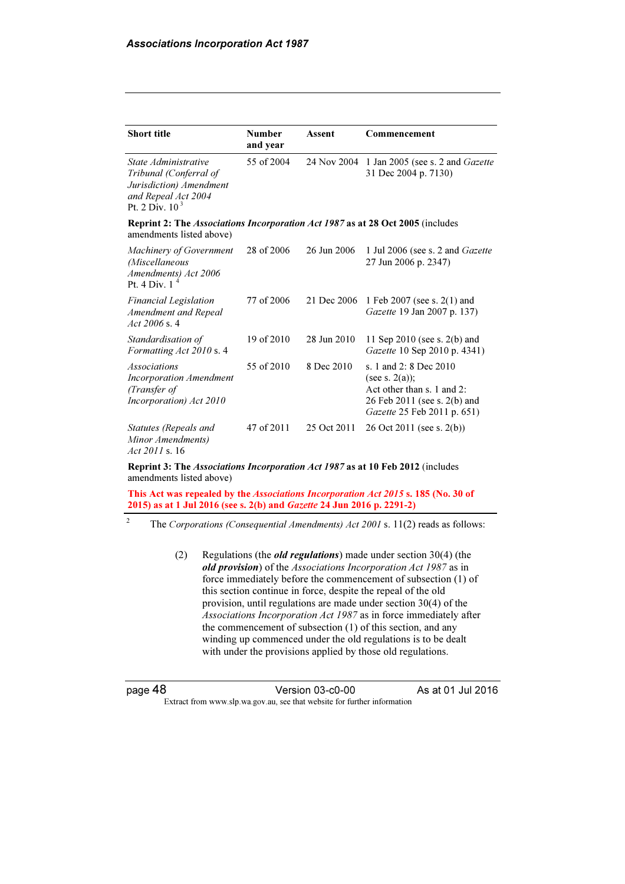| Short title | Number and year | Assent | Commencement |
|---|---|---|---|
| *State Administrative Tribunal (Conferral of Jurisdiction) Amendment and Repeal Act 2004* Pt. 2 Div. 10 [3] | 55 of 2004 | 24 Nov 2004 | 1 Jan 2005 (see s. 2 and *Gazette* 31 Dec 2004 p. 7130) |
| **Reprint 2: The *Associations Incorporation Act 1987* as at 28 Oct 2005** (includes amendments listed above) | | | |
| *Machinery of Government (Miscellaneous Amendments) Act 2006* Pt. 4 Div. 1 [4] | 28 of 2006 | 26 Jun 2006 | 1 Jul 2006 (see s. 2 and *Gazette* 27 Jun 2006 p. 2347) |
| *Financial Legislation Amendment and Repeal Act 2006* s. 4 | 77 of 2006 | 21 Dec 2006 | 1 Feb 2007 (see s. 2(1) and *Gazette* 19 Jan 2007 p. 137) |
| *Standardisation of Formatting Act 2010* s. 4 | 19 of 2010 | 28 Jun 2010 | 11 Sep 2010 (see s. 2(b) and *Gazette* 10 Sep 2010 p. 4341) |
| *Associations Incorporation Amendment (Transfer of Incorporation) Act 2010* | 55 of 2010 | 8 Dec 2010 | s. 1 and 2: 8 Dec 2010 (see s. 2(a)); Act other than s. 1 and 2: 26 Feb 2011 (see s. 2(b) and *Gazette* 25 Feb 2011 p. 651) |
| *Statutes (Repeals and Minor Amendments) Act 2011* s. 16 | 47 of 2011 | 25 Oct 2011 | 26 Oct 2011 (see s. 2(b)) |
| **Reprint 3: The *Associations Incorporation Act 1987* as at 10 Feb 2012** (includes amendments listed above) | | | |
| **This Act was repealed by the *Associations Incorporation Act 2015* s. 185 (No. 30 of 2015) as at 1 Jul 2016 (see s. 2(b) and *Gazette* 24 Jun 2016 p. 2291-2)** | | | |

[2] The *Corporations (Consequential Amendments) Act 2001* s. 11(2) reads as follows:

> (2) Regulations (the ***old regulations***) made under section 30(4) (the ***old provision***) of the *Associations Incorporation Act 1987* as in force immediately before the commencement of subsection (1) of this section continue in force, despite the repeal of the old provision, until regulations are made under section 30(4) of the *Associations Incorporation Act 1987* as in force immediately after the commencement of subsection (1) of this section, and any winding up commenced under the old regulations is to be dealt with under the provisions applied by those old regulations.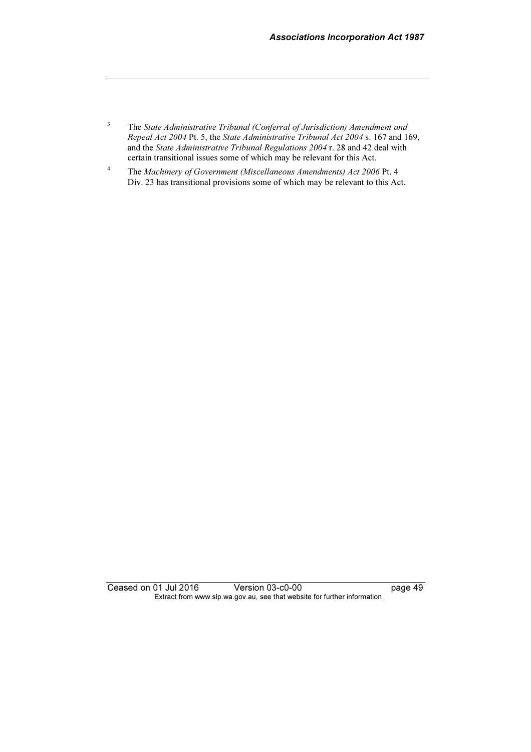[3] The *State Administrative Tribunal (Conferral of Jurisdiction) Amendment and Repeal Act 2004* Pt. 5, the *State Administrative Tribunal Act 2004* s. 167 and 169, and the *State Administrative Tribunal Regulations 2004* r. 28 and 42 deal with certain transitional issues some of which may be relevant for this Act.

[4] The *Machinery of Government (Miscellaneous Amendments) Act 2006* Pt. 4 Div. 23 has transitional provisions some of which may be relevant to this Act.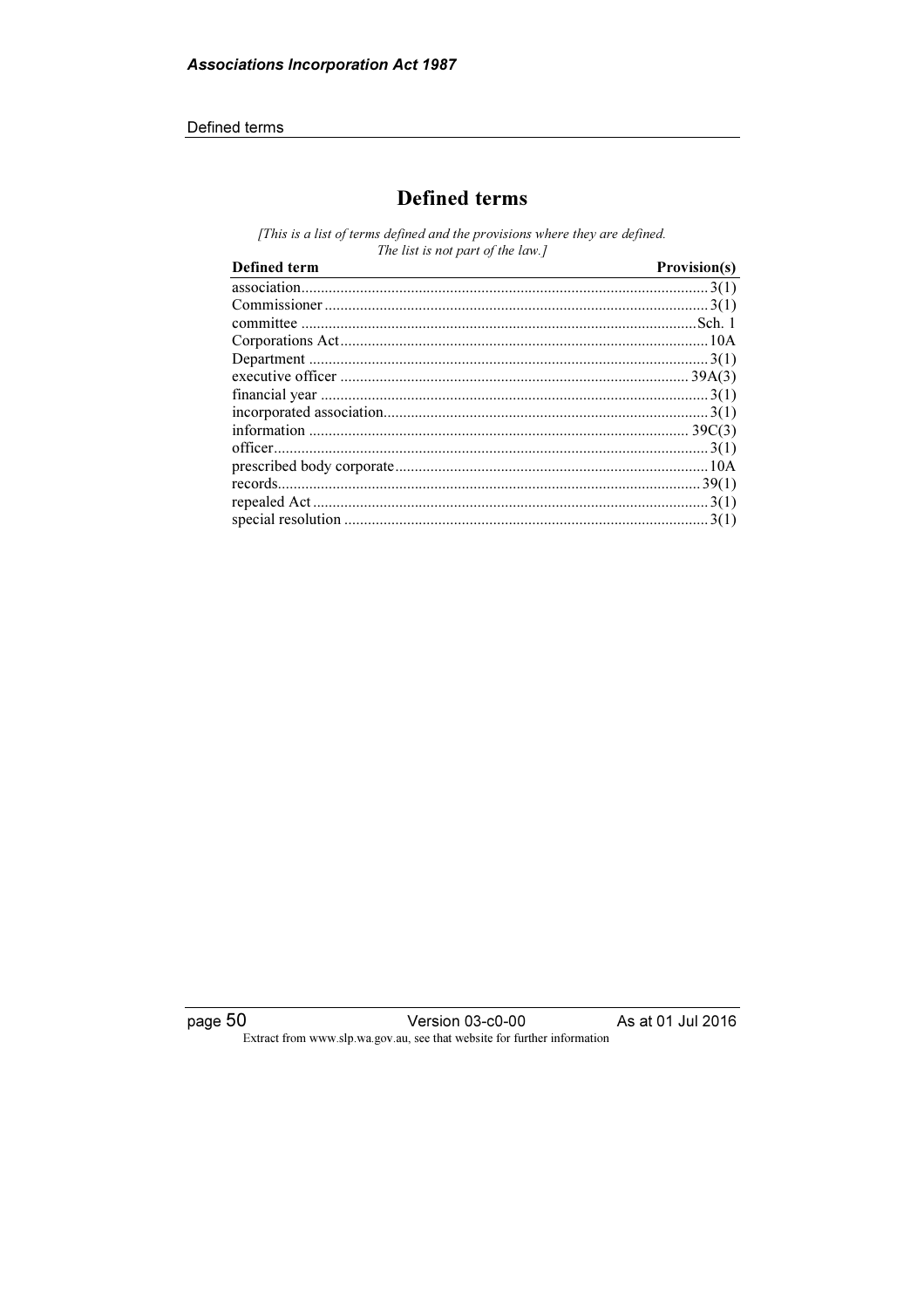# Defined terms

*[This is a list of terms defined and the provisions where they are defined. The list is not part of the law.]*

| Defined term | Provision(s) |
|---|---|
| association | 3(1) |
| Commissioner | 3(1) |
| committee | Sch. 1 |
| Corporations Act | 10A |
| Department | 3(1) |
| executive officer | 39A(3) |
| financial year | 3(1) |
| incorporated association | 3(1) |
| information | 39C(3) |
| officer | 3(1) |
| prescribed body corporate | 10A |
| records | 39(1) |
| repealed Act | 3(1) |
| special resolution | 3(1) |